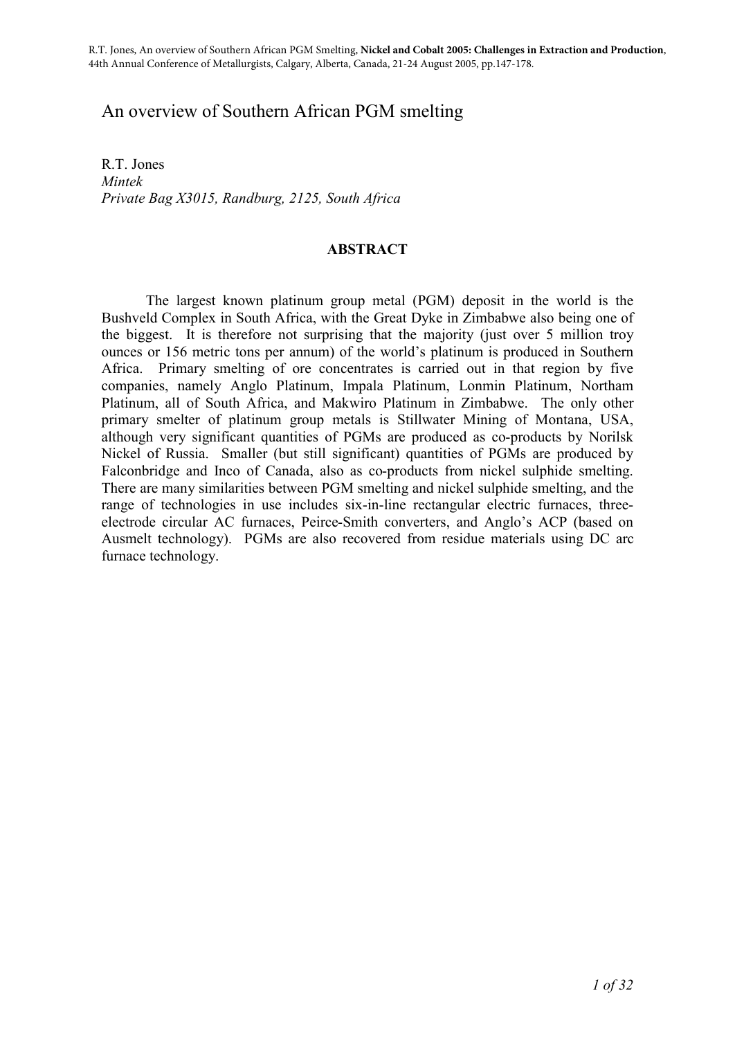# An overview of Southern African PGM smelting

R.T. Jones
*Mintek*
*Private Bag X3015, Randburg, 2125, South Africa*

## ABSTRACT

The largest known platinum group metal (PGM) deposit in the world is the Bushveld Complex in South Africa, with the Great Dyke in Zimbabwe also being one of the biggest. It is therefore not surprising that the majority (just over 5 million troy ounces or 156 metric tons per annum) of the world's platinum is produced in Southern Africa. Primary smelting of ore concentrates is carried out in that region by five companies, namely Anglo Platinum, Impala Platinum, Lonmin Platinum, Northam Platinum, all of South Africa, and Makwiro Platinum in Zimbabwe. The only other primary smelter of platinum group metals is Stillwater Mining of Montana, USA, although very significant quantities of PGMs are produced as co-products by Norilsk Nickel of Russia. Smaller (but still significant) quantities of PGMs are produced by Falconbridge and Inco of Canada, also as co-products from nickel sulphide smelting. There are many similarities between PGM smelting and nickel sulphide smelting, and the range of technologies in use includes six-in-line rectangular electric furnaces, three-electrode circular AC furnaces, Peirce-Smith converters, and Anglo's ACP (based on Ausmelt technology). PGMs are also recovered from residue materials using DC arc furnace technology.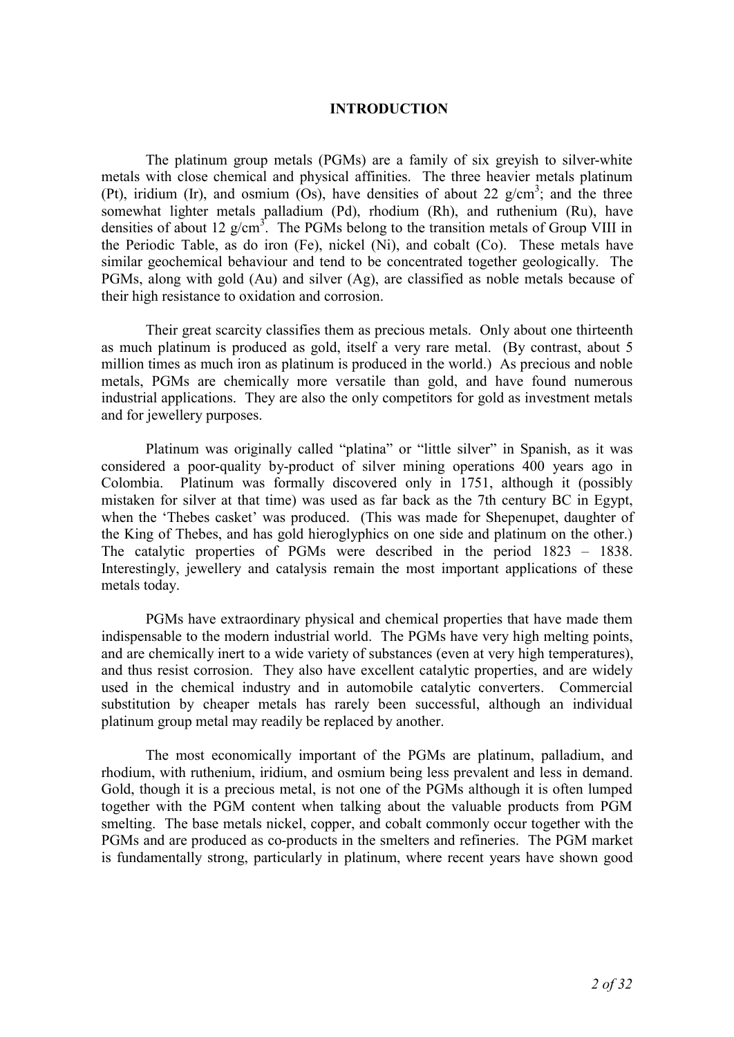# INTRODUCTION

The platinum group metals (PGMs) are a family of six greyish to silver-white metals with close chemical and physical affinities. The three heavier metals platinum (Pt), iridium (Ir), and osmium (Os), have densities of about 22 g/cm$^3$; and the three somewhat lighter metals palladium (Pd), rhodium (Rh), and ruthenium (Ru), have densities of about 12 g/cm$^3$. The PGMs belong to the transition metals of Group VIII in the Periodic Table, as do iron (Fe), nickel (Ni), and cobalt (Co). These metals have similar geochemical behaviour and tend to be concentrated together geologically. The PGMs, along with gold (Au) and silver (Ag), are classified as noble metals because of their high resistance to oxidation and corrosion.

Their great scarcity classifies them as precious metals. Only about one thirteenth as much platinum is produced as gold, itself a very rare metal. (By contrast, about 5 million times as much iron as platinum is produced in the world.) As precious and noble metals, PGMs are chemically more versatile than gold, and have found numerous industrial applications. They are also the only competitors for gold as investment metals and for jewellery purposes.

Platinum was originally called "platina" or "little silver" in Spanish, as it was considered a poor-quality by-product of silver mining operations 400 years ago in Colombia. Platinum was formally discovered only in 1751, although it (possibly mistaken for silver at that time) was used as far back as the 7th century BC in Egypt, when the 'Thebes casket' was produced. (This was made for Shepenupet, daughter of the King of Thebes, and has gold hieroglyphics on one side and platinum on the other.) The catalytic properties of PGMs were described in the period 1823 – 1838. Interestingly, jewellery and catalysis remain the most important applications of these metals today.

PGMs have extraordinary physical and chemical properties that have made them indispensable to the modern industrial world. The PGMs have very high melting points, and are chemically inert to a wide variety of substances (even at very high temperatures), and thus resist corrosion. They also have excellent catalytic properties, and are widely used in the chemical industry and in automobile catalytic converters. Commercial substitution by cheaper metals has rarely been successful, although an individual platinum group metal may readily be replaced by another.

The most economically important of the PGMs are platinum, palladium, and rhodium, with ruthenium, iridium, and osmium being less prevalent and less in demand. Gold, though it is a precious metal, is not one of the PGMs although it is often lumped together with the PGM content when talking about the valuable products from PGM smelting. The base metals nickel, copper, and cobalt commonly occur together with the PGMs and are produced as co-products in the smelters and refineries. The PGM market is fundamentally strong, particularly in platinum, where recent years have shown good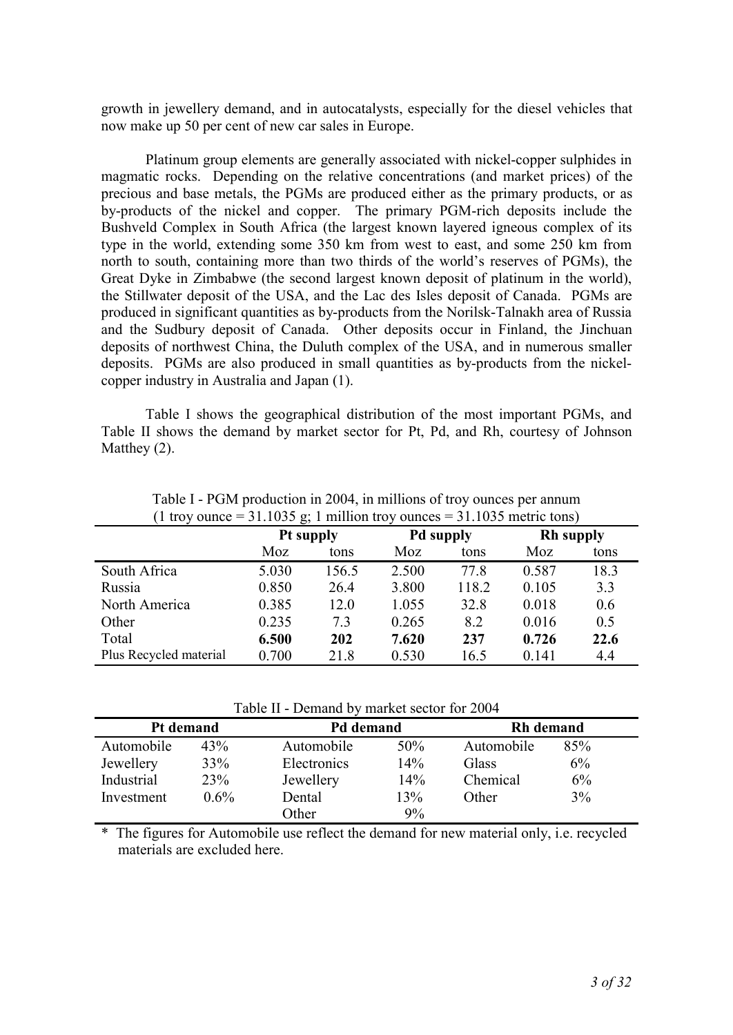growth in jewellery demand, and in autocatalysts, especially for the diesel vehicles that now make up 50 per cent of new car sales in Europe.

Platinum group elements are generally associated with nickel-copper sulphides in magmatic rocks. Depending on the relative concentrations (and market prices) of the precious and base metals, the PGMs are produced either as the primary products, or as by-products of the nickel and copper. The primary PGM-rich deposits include the Bushveld Complex in South Africa (the largest known layered igneous complex of its type in the world, extending some 350 km from west to east, and some 250 km from north to south, containing more than two thirds of the world's reserves of PGMs), the Great Dyke in Zimbabwe (the second largest known deposit of platinum in the world), the Stillwater deposit of the USA, and the Lac des Isles deposit of Canada. PGMs are produced in significant quantities as by-products from the Norilsk-Talnakh area of Russia and the Sudbury deposit of Canada. Other deposits occur in Finland, the Jinchuan deposits of northwest China, the Duluth complex of the USA, and in numerous smaller deposits. PGMs are also produced in small quantities as by-products from the nickel-copper industry in Australia and Japan (1).

Table I shows the geographical distribution of the most important PGMs, and Table II shows the demand by market sector for Pt, Pd, and Rh, courtesy of Johnson Matthey (2).

Table I - PGM production in 2004, in millions of troy ounces per annum
(1 troy ounce = 31.1035 g; 1 million troy ounces = 31.1035 metric tons)

| | **Pt supply** | | **Pd supply** | | **Rh supply** | |
|---|---|---|---|---|---|---|
| | Moz | tons | Moz | tons | Moz | tons |
| South Africa | 5.030 | 156.5 | 2.500 | 77.8 | 0.587 | 18.3 |
| Russia | 0.850 | 26.4 | 3.800 | 118.2 | 0.105 | 3.3 |
| North America | 0.385 | 12.0 | 1.055 | 32.8 | 0.018 | 0.6 |
| Other | 0.235 | 7.3 | 0.265 | 8.2 | 0.016 | 0.5 |
| Total | **6.500** | **202** | **7.620** | **237** | **0.726** | **22.6** |
| Plus Recycled material | 0.700 | 21.8 | 0.530 | 16.5 | 0.141 | 4.4 |

Table II - Demand by market sector for 2004

| **Pt demand** | | **Pd demand** | | **Rh demand** | |
|---|---|---|---|---|---|
| Automobile | 43% | Automobile | 50% | Automobile | 85% |
| Jewellery | 33% | Electronics | 14% | Glass | 6% |
| Industrial | 23% | Jewellery | 14% | Chemical | 6% |
| Investment | 0.6% | Dental | 13% | Other | 3% |
| | | Other | 9% | | |

\* The figures for Automobile use reflect the demand for new material only, i.e. recycled materials are excluded here.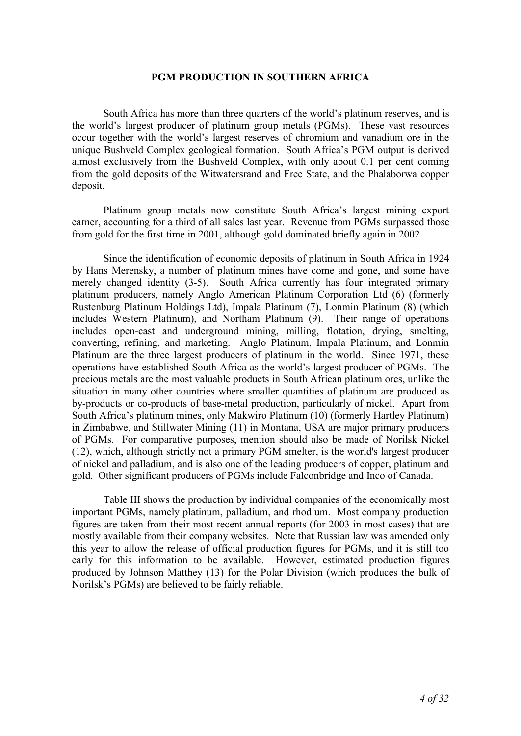## PGM PRODUCTION IN SOUTHERN AFRICA

South Africa has more than three quarters of the world's platinum reserves, and is the world's largest producer of platinum group metals (PGMs). These vast resources occur together with the world's largest reserves of chromium and vanadium ore in the unique Bushveld Complex geological formation. South Africa's PGM output is derived almost exclusively from the Bushveld Complex, with only about 0.1 per cent coming from the gold deposits of the Witwatersrand and Free State, and the Phalaborwa copper deposit.

Platinum group metals now constitute South Africa's largest mining export earner, accounting for a third of all sales last year. Revenue from PGMs surpassed those from gold for the first time in 2001, although gold dominated briefly again in 2002.

Since the identification of economic deposits of platinum in South Africa in 1924 by Hans Merensky, a number of platinum mines have come and gone, and some have merely changed identity (3-5). South Africa currently has four integrated primary platinum producers, namely Anglo American Platinum Corporation Ltd (6) (formerly Rustenburg Platinum Holdings Ltd), Impala Platinum (7), Lonmin Platinum (8) (which includes Western Platinum), and Northam Platinum (9). Their range of operations includes open-cast and underground mining, milling, flotation, drying, smelting, converting, refining, and marketing. Anglo Platinum, Impala Platinum, and Lonmin Platinum are the three largest producers of platinum in the world. Since 1971, these operations have established South Africa as the world's largest producer of PGMs. The precious metals are the most valuable products in South African platinum ores, unlike the situation in many other countries where smaller quantities of platinum are produced as by-products or co-products of base-metal production, particularly of nickel. Apart from South Africa's platinum mines, only Makwiro Platinum (10) (formerly Hartley Platinum) in Zimbabwe, and Stillwater Mining (11) in Montana, USA are major primary producers of PGMs. For comparative purposes, mention should also be made of Norilsk Nickel (12), which, although strictly not a primary PGM smelter, is the world's largest producer of nickel and palladium, and is also one of the leading producers of copper, platinum and gold. Other significant producers of PGMs include Falconbridge and Inco of Canada.

Table III shows the production by individual companies of the economically most important PGMs, namely platinum, palladium, and rhodium. Most company production figures are taken from their most recent annual reports (for 2003 in most cases) that are mostly available from their company websites. Note that Russian law was amended only this year to allow the release of official production figures for PGMs, and it is still too early for this information to be available. However, estimated production figures produced by Johnson Matthey (13) for the Polar Division (which produces the bulk of Norilsk's PGMs) are believed to be fairly reliable.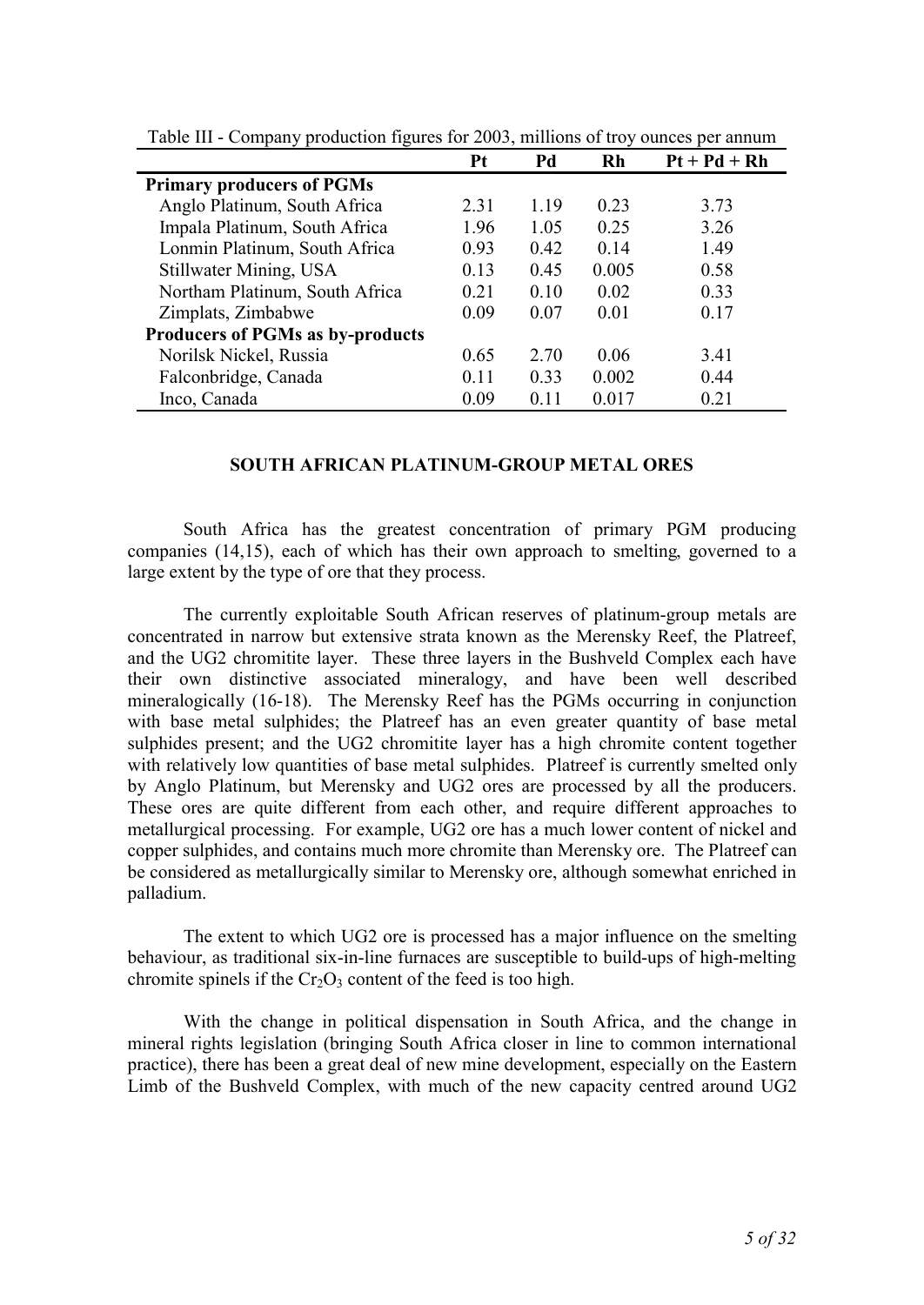Table III - Company production figures for 2003, millions of troy ounces per annum

| | Pt | Pd | Rh | Pt + Pd + Rh |
|---|---|---|---|---|
| **Primary producers of PGMs** | | | | |
| Anglo Platinum, South Africa | 2.31 | 1.19 | 0.23 | 3.73 |
| Impala Platinum, South Africa | 1.96 | 1.05 | 0.25 | 3.26 |
| Lonmin Platinum, South Africa | 0.93 | 0.42 | 0.14 | 1.49 |
| Stillwater Mining, USA | 0.13 | 0.45 | 0.005 | 0.58 |
| Northam Platinum, South Africa | 0.21 | 0.10 | 0.02 | 0.33 |
| Zimplats, Zimbabwe | 0.09 | 0.07 | 0.01 | 0.17 |
| **Producers of PGMs as by-products** | | | | |
| Norilsk Nickel, Russia | 0.65 | 2.70 | 0.06 | 3.41 |
| Falconbridge, Canada | 0.11 | 0.33 | 0.002 | 0.44 |
| Inco, Canada | 0.09 | 0.11 | 0.017 | 0.21 |

## SOUTH AFRICAN PLATINUM-GROUP METAL ORES

South Africa has the greatest concentration of primary PGM producing companies (14,15), each of which has their own approach to smelting, governed to a large extent by the type of ore that they process.

The currently exploitable South African reserves of platinum-group metals are concentrated in narrow but extensive strata known as the Merensky Reef, the Platreef, and the UG2 chromitite layer. These three layers in the Bushveld Complex each have their own distinctive associated mineralogy, and have been well described mineralogically (16-18). The Merensky Reef has the PGMs occurring in conjunction with base metal sulphides; the Platreef has an even greater quantity of base metal sulphides present; and the UG2 chromitite layer has a high chromite content together with relatively low quantities of base metal sulphides. Platreef is currently smelted only by Anglo Platinum, but Merensky and UG2 ores are processed by all the producers. These ores are quite different from each other, and require different approaches to metallurgical processing. For example, UG2 ore has a much lower content of nickel and copper sulphides, and contains much more chromite than Merensky ore. The Platreef can be considered as metallurgically similar to Merensky ore, although somewhat enriched in palladium.

The extent to which UG2 ore is processed has a major influence on the smelting behaviour, as traditional six-in-line furnaces are susceptible to build-ups of high-melting chromite spinels if the $Cr_2O_3$ content of the feed is too high.

With the change in political dispensation in South Africa, and the change in mineral rights legislation (bringing South Africa closer in line to common international practice), there has been a great deal of new mine development, especially on the Eastern Limb of the Bushveld Complex, with much of the new capacity centred around UG2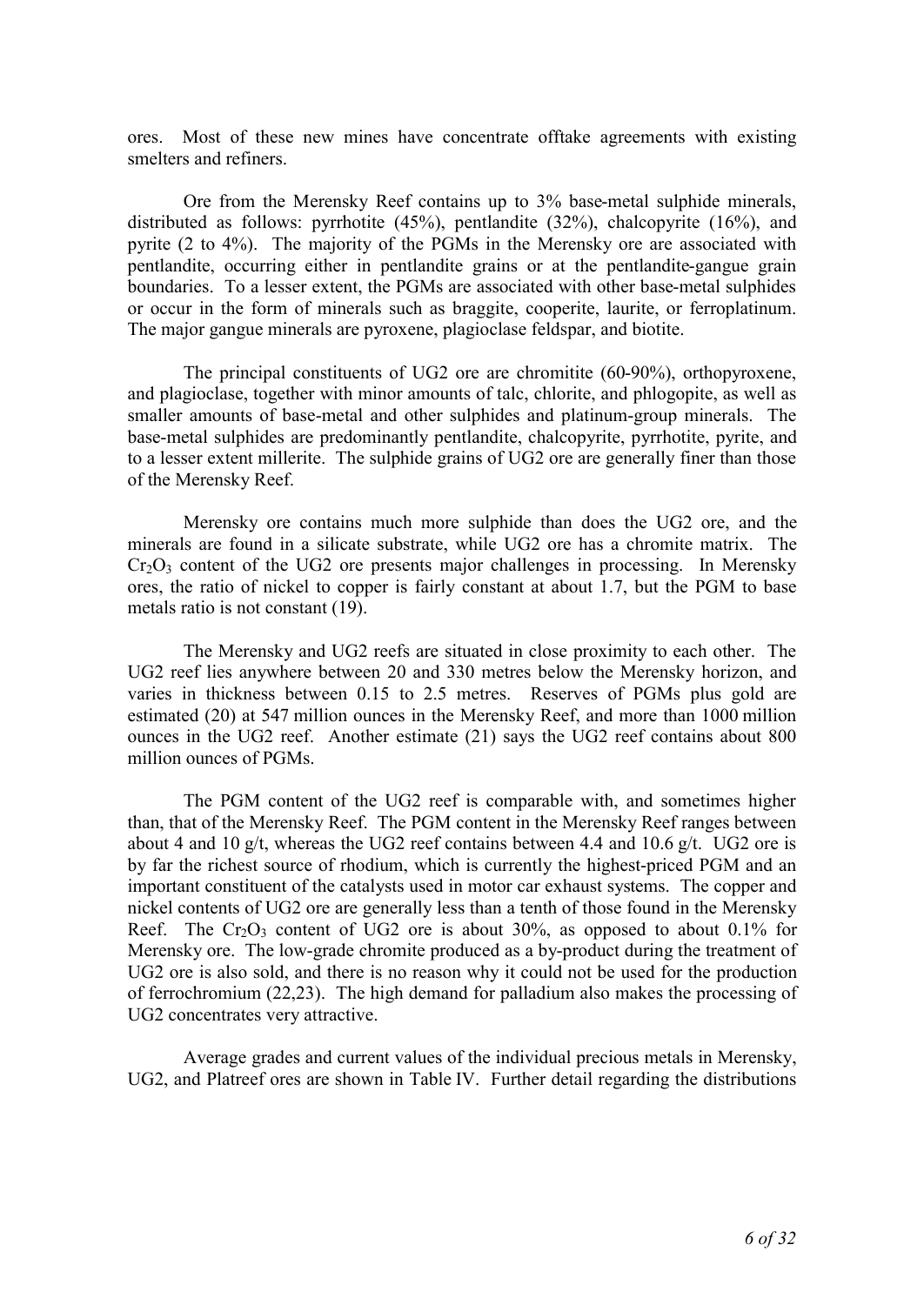ores. Most of these new mines have concentrate offtake agreements with existing smelters and refiners.

Ore from the Merensky Reef contains up to 3% base-metal sulphide minerals, distributed as follows: pyrrhotite (45%), pentlandite (32%), chalcopyrite (16%), and pyrite (2 to 4%). The majority of the PGMs in the Merensky ore are associated with pentlandite, occurring either in pentlandite grains or at the pentlandite-gangue grain boundaries. To a lesser extent, the PGMs are associated with other base-metal sulphides or occur in the form of minerals such as braggite, cooperite, laurite, or ferroplatinum. The major gangue minerals are pyroxene, plagioclase feldspar, and biotite.

The principal constituents of UG2 ore are chromitite (60-90%), orthopyroxene, and plagioclase, together with minor amounts of talc, chlorite, and phlogopite, as well as smaller amounts of base-metal and other sulphides and platinum-group minerals. The base-metal sulphides are predominantly pentlandite, chalcopyrite, pyrrhotite, pyrite, and to a lesser extent millerite. The sulphide grains of UG2 ore are generally finer than those of the Merensky Reef.

Merensky ore contains much more sulphide than does the UG2 ore, and the minerals are found in a silicate substrate, while UG2 ore has a chromite matrix. The $Cr_2O_3$ content of the UG2 ore presents major challenges in processing. In Merensky ores, the ratio of nickel to copper is fairly constant at about 1.7, but the PGM to base metals ratio is not constant (19).

The Merensky and UG2 reefs are situated in close proximity to each other. The UG2 reef lies anywhere between 20 and 330 metres below the Merensky horizon, and varies in thickness between 0.15 to 2.5 metres. Reserves of PGMs plus gold are estimated (20) at 547 million ounces in the Merensky Reef, and more than 1000 million ounces in the UG2 reef. Another estimate (21) says the UG2 reef contains about 800 million ounces of PGMs.

The PGM content of the UG2 reef is comparable with, and sometimes higher than, that of the Merensky Reef. The PGM content in the Merensky Reef ranges between about 4 and 10 g/t, whereas the UG2 reef contains between 4.4 and 10.6 g/t. UG2 ore is by far the richest source of rhodium, which is currently the highest-priced PGM and an important constituent of the catalysts used in motor car exhaust systems. The copper and nickel contents of UG2 ore are generally less than a tenth of those found in the Merensky Reef. The $Cr_2O_3$ content of UG2 ore is about 30%, as opposed to about 0.1% for Merensky ore. The low-grade chromite produced as a by-product during the treatment of UG2 ore is also sold, and there is no reason why it could not be used for the production of ferrochromium (22,23). The high demand for palladium also makes the processing of UG2 concentrates very attractive.

Average grades and current values of the individual precious metals in Merensky, UG2, and Platreef ores are shown in Table IV. Further detail regarding the distributions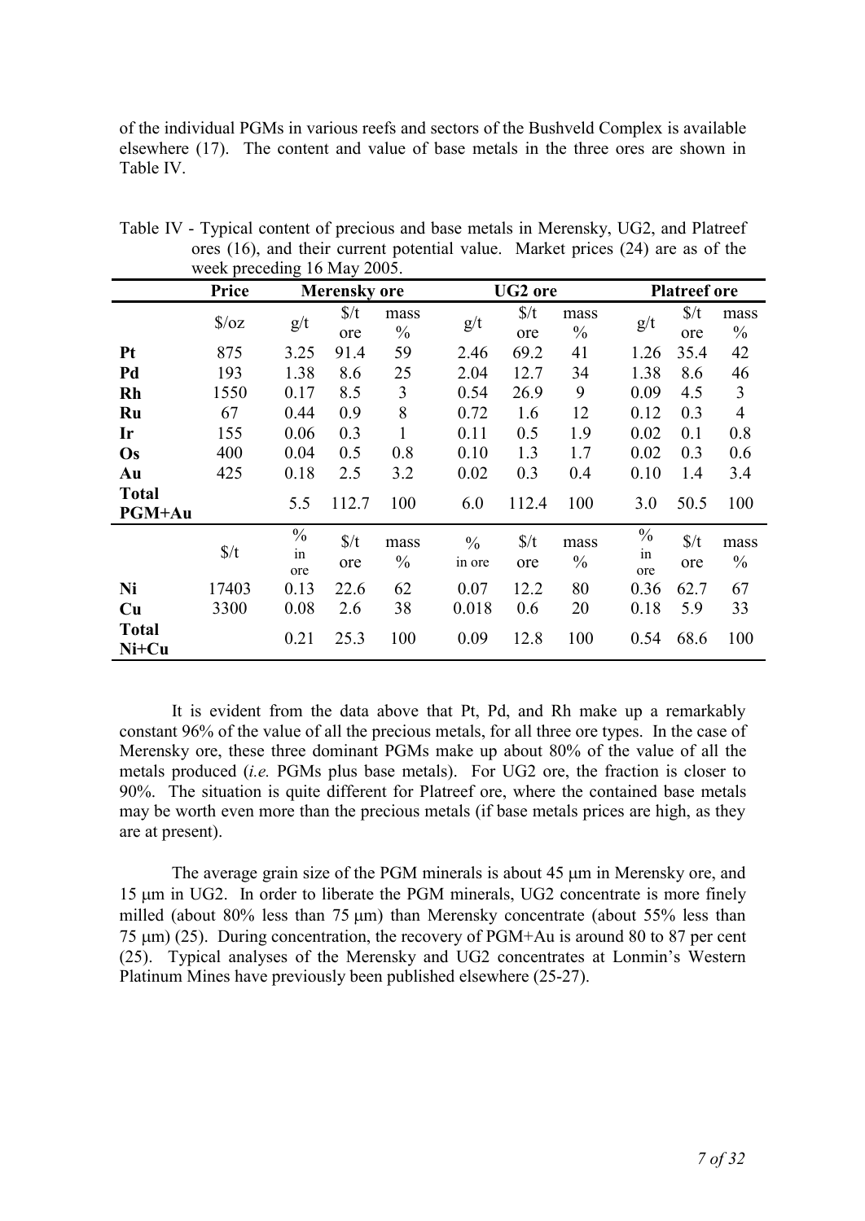of the individual PGMs in various reefs and sectors of the Bushveld Complex is available elsewhere (17). The content and value of base metals in the three ores are shown in Table IV.

Table IV - Typical content of precious and base metals in Merensky, UG2, and Platreef ores (16), and their current potential value. Market prices (24) are as of the week preceding 16 May 2005.

| | Price | Merensky ore | | | UG2 ore | | | Platreef ore | | |
|---|---|---|---|---|---|---|---|---|---|---|
| | \$/oz | g/t | \$/t ore | mass % | g/t | \$/t ore | mass % | g/t | \$/t ore | mass % |
| **Pt** | 875 | 3.25 | 91.4 | 59 | 2.46 | 69.2 | 41 | 1.26 | 35.4 | 42 |
| **Pd** | 193 | 1.38 | 8.6 | 25 | 2.04 | 12.7 | 34 | 1.38 | 8.6 | 46 |
| **Rh** | 1550 | 0.17 | 8.5 | 3 | 0.54 | 26.9 | 9 | 0.09 | 4.5 | 3 |
| **Ru** | 67 | 0.44 | 0.9 | 8 | 0.72 | 1.6 | 12 | 0.12 | 0.3 | 4 |
| **Ir** | 155 | 0.06 | 0.3 | 1 | 0.11 | 0.5 | 1.9 | 0.02 | 0.1 | 0.8 |
| **Os** | 400 | 0.04 | 0.5 | 0.8 | 0.10 | 1.3 | 1.7 | 0.02 | 0.3 | 0.6 |
| **Au** | 425 | 0.18 | 2.5 | 3.2 | 0.02 | 0.3 | 0.4 | 0.10 | 1.4 | 3.4 |
| **Total PGM+Au** | | 5.5 | 112.7 | 100 | 6.0 | 112.4 | 100 | 3.0 | 50.5 | 100 |
| | \$/t | % in ore | \$/t ore | mass % | % in ore | \$/t ore | mass % | % in ore | \$/t ore | mass % |
| **Ni** | 17403 | 0.13 | 22.6 | 62 | 0.07 | 12.2 | 80 | 0.36 | 62.7 | 67 |
| **Cu** | 3300 | 0.08 | 2.6 | 38 | 0.018 | 0.6 | 20 | 0.18 | 5.9 | 33 |
| **Total Ni+Cu** | | 0.21 | 25.3 | 100 | 0.09 | 12.8 | 100 | 0.54 | 68.6 | 100 |

It is evident from the data above that Pt, Pd, and Rh make up a remarkably constant 96% of the value of all the precious metals, for all three ore types. In the case of Merensky ore, these three dominant PGMs make up about 80% of the value of all the metals produced (*i.e.* PGMs plus base metals). For UG2 ore, the fraction is closer to 90%. The situation is quite different for Platreef ore, where the contained base metals may be worth even more than the precious metals (if base metals prices are high, as they are at present).

The average grain size of the PGM minerals is about 45 μm in Merensky ore, and 15 μm in UG2. In order to liberate the PGM minerals, UG2 concentrate is more finely milled (about 80% less than 75 μm) than Merensky concentrate (about 55% less than 75 μm) (25). During concentration, the recovery of PGM+Au is around 80 to 87 per cent (25). Typical analyses of the Merensky and UG2 concentrates at Lonmin's Western Platinum Mines have previously been published elsewhere (25-27).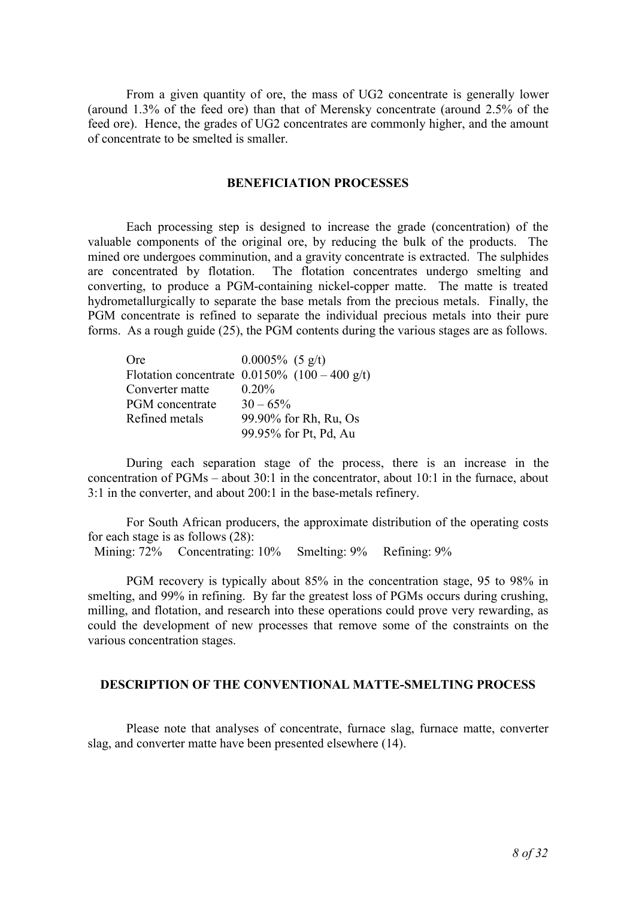From a given quantity of ore, the mass of UG2 concentrate is generally lower (around 1.3% of the feed ore) than that of Merensky concentrate (around 2.5% of the feed ore). Hence, the grades of UG2 concentrates are commonly higher, and the amount of concentrate to be smelted is smaller.

## BENEFICIATION PROCESSES

Each processing step is designed to increase the grade (concentration) of the valuable components of the original ore, by reducing the bulk of the products. The mined ore undergoes comminution, and a gravity concentrate is extracted. The sulphides are concentrated by flotation. The flotation concentrates undergo smelting and converting, to produce a PGM-containing nickel-copper matte. The matte is treated hydrometallurgically to separate the base metals from the precious metals. Finally, the PGM concentrate is refined to separate the individual precious metals into their pure forms. As a rough guide (25), the PGM contents during the various stages are as follows.

| | |
|---|---|
| Ore | 0.0005% (5 g/t) |
| Flotation concentrate | 0.0150% (100 – 400 g/t) |
| Converter matte | 0.20% |
| PGM concentrate | 30 – 65% |
| Refined metals | 99.90% for Rh, Ru, Os |
| | 99.95% for Pt, Pd, Au |

During each separation stage of the process, there is an increase in the concentration of PGMs – about 30:1 in the concentrator, about 10:1 in the furnace, about 3:1 in the converter, and about 200:1 in the base-metals refinery.

For South African producers, the approximate distribution of the operating costs for each stage is as follows (28):

Mining: 72% Concentrating: 10% Smelting: 9% Refining: 9%

PGM recovery is typically about 85% in the concentration stage, 95 to 98% in smelting, and 99% in refining. By far the greatest loss of PGMs occurs during crushing, milling, and flotation, and research into these operations could prove very rewarding, as could the development of new processes that remove some of the constraints on the various concentration stages.

## DESCRIPTION OF THE CONVENTIONAL MATTE-SMELTING PROCESS

Please note that analyses of concentrate, furnace slag, furnace matte, converter slag, and converter matte have been presented elsewhere (14).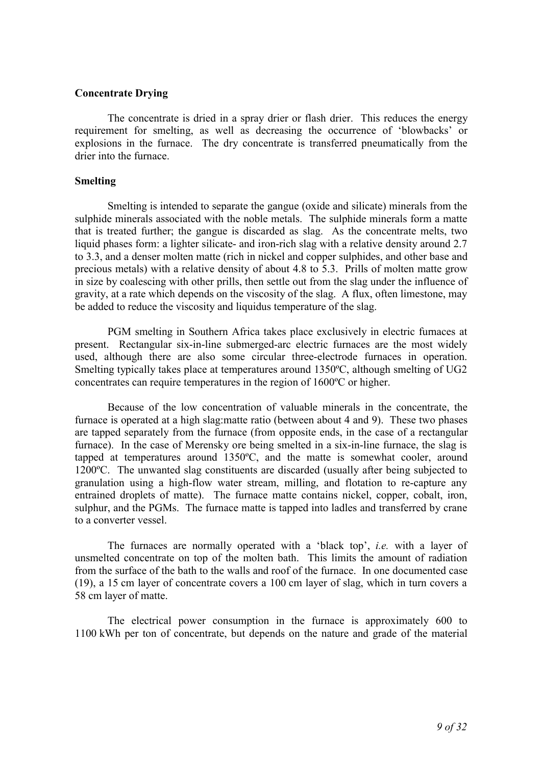### Concentrate Drying

The concentrate is dried in a spray drier or flash drier. This reduces the energy requirement for smelting, as well as decreasing the occurrence of 'blowbacks' or explosions in the furnace. The dry concentrate is transferred pneumatically from the drier into the furnace.

### Smelting

Smelting is intended to separate the gangue (oxide and silicate) minerals from the sulphide minerals associated with the noble metals. The sulphide minerals form a matte that is treated further; the gangue is discarded as slag. As the concentrate melts, two liquid phases form: a lighter silicate- and iron-rich slag with a relative density around 2.7 to 3.3, and a denser molten matte (rich in nickel and copper sulphides, and other base and precious metals) with a relative density of about 4.8 to 5.3. Prills of molten matte grow in size by coalescing with other prills, then settle out from the slag under the influence of gravity, at a rate which depends on the viscosity of the slag. A flux, often limestone, may be added to reduce the viscosity and liquidus temperature of the slag.

PGM smelting in Southern Africa takes place exclusively in electric furnaces at present. Rectangular six-in-line submerged-arc electric furnaces are the most widely used, although there are also some circular three-electrode furnaces in operation. Smelting typically takes place at temperatures around 1350ºC, although smelting of UG2 concentrates can require temperatures in the region of 1600ºC or higher.

Because of the low concentration of valuable minerals in the concentrate, the furnace is operated at a high slag:matte ratio (between about 4 and 9). These two phases are tapped separately from the furnace (from opposite ends, in the case of a rectangular furnace). In the case of Merensky ore being smelted in a six-in-line furnace, the slag is tapped at temperatures around 1350ºC, and the matte is somewhat cooler, around 1200ºC. The unwanted slag constituents are discarded (usually after being subjected to granulation using a high-flow water stream, milling, and flotation to re-capture any entrained droplets of matte). The furnace matte contains nickel, copper, cobalt, iron, sulphur, and the PGMs. The furnace matte is tapped into ladles and transferred by crane to a converter vessel.

The furnaces are normally operated with a 'black top', *i.e.* with a layer of unsmelted concentrate on top of the molten bath. This limits the amount of radiation from the surface of the bath to the walls and roof of the furnace. In one documented case (19), a 15 cm layer of concentrate covers a 100 cm layer of slag, which in turn covers a 58 cm layer of matte.

The electrical power consumption in the furnace is approximately 600 to 1100 kWh per ton of concentrate, but depends on the nature and grade of the material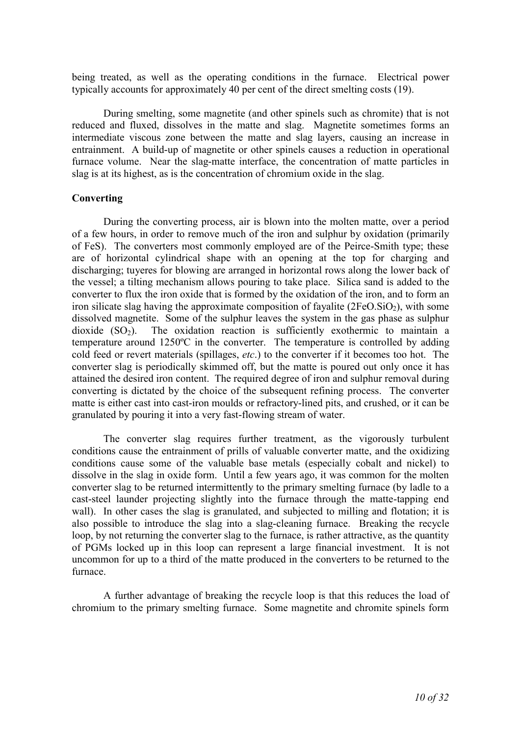being treated, as well as the operating conditions in the furnace. Electrical power typically accounts for approximately 40 per cent of the direct smelting costs (19).

During smelting, some magnetite (and other spinels such as chromite) that is not reduced and fluxed, dissolves in the matte and slag. Magnetite sometimes forms an intermediate viscous zone between the matte and slag layers, causing an increase in entrainment. A build-up of magnetite or other spinels causes a reduction in operational furnace volume. Near the slag-matte interface, the concentration of matte particles in slag is at its highest, as is the concentration of chromium oxide in the slag.

**Converting**

During the converting process, air is blown into the molten matte, over a period of a few hours, in order to remove much of the iron and sulphur by oxidation (primarily of FeS). The converters most commonly employed are of the Peirce-Smith type; these are of horizontal cylindrical shape with an opening at the top for charging and discharging; tuyeres for blowing are arranged in horizontal rows along the lower back of the vessel; a tilting mechanism allows pouring to take place. Silica sand is added to the converter to flux the iron oxide that is formed by the oxidation of the iron, and to form an iron silicate slag having the approximate composition of fayalite ($2FeO.SiO_2$), with some dissolved magnetite. Some of the sulphur leaves the system in the gas phase as sulphur dioxide ($SO_2$). The oxidation reaction is sufficiently exothermic to maintain a temperature around 1250ºC in the converter. The temperature is controlled by adding cold feed or revert materials (spillages, *etc*.) to the converter if it becomes too hot. The converter slag is periodically skimmed off, but the matte is poured out only once it has attained the desired iron content. The required degree of iron and sulphur removal during converting is dictated by the choice of the subsequent refining process. The converter matte is either cast into cast-iron moulds or refractory-lined pits, and crushed, or it can be granulated by pouring it into a very fast-flowing stream of water.

The converter slag requires further treatment, as the vigorously turbulent conditions cause the entrainment of prills of valuable converter matte, and the oxidizing conditions cause some of the valuable base metals (especially cobalt and nickel) to dissolve in the slag in oxide form. Until a few years ago, it was common for the molten converter slag to be returned intermittently to the primary smelting furnace (by ladle to a cast-steel launder projecting slightly into the furnace through the matte-tapping end wall). In other cases the slag is granulated, and subjected to milling and flotation; it is also possible to introduce the slag into a slag-cleaning furnace. Breaking the recycle loop, by not returning the converter slag to the furnace, is rather attractive, as the quantity of PGMs locked up in this loop can represent a large financial investment. It is not uncommon for up to a third of the matte produced in the converters to be returned to the furnace.

A further advantage of breaking the recycle loop is that this reduces the load of chromium to the primary smelting furnace. Some magnetite and chromite spinels form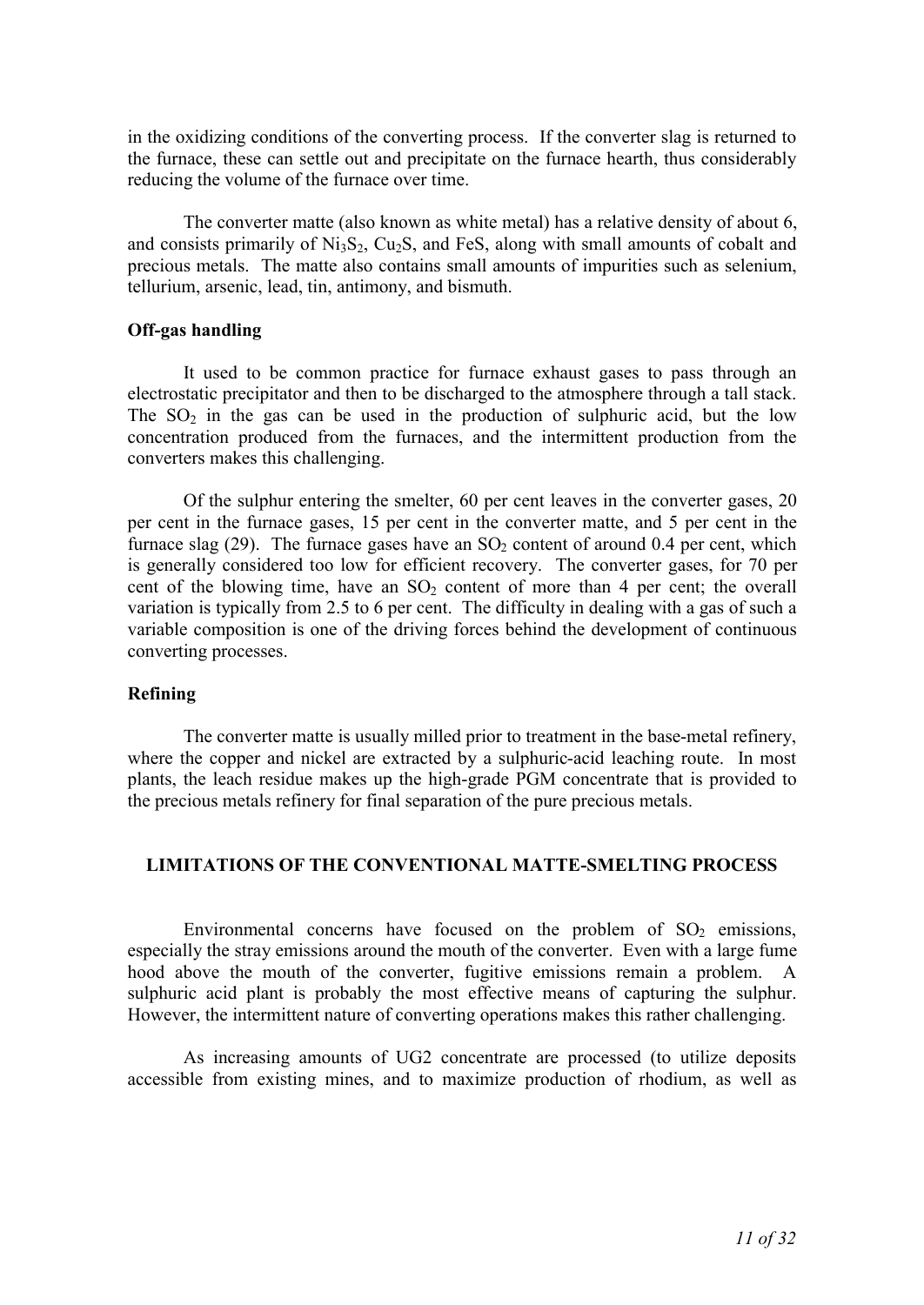in the oxidizing conditions of the converting process. If the converter slag is returned to the furnace, these can settle out and precipitate on the furnace hearth, thus considerably reducing the volume of the furnace over time.

The converter matte (also known as white metal) has a relative density of about 6, and consists primarily of $Ni_3S_2$, $Cu_2S$, and FeS, along with small amounts of cobalt and precious metals. The matte also contains small amounts of impurities such as selenium, tellurium, arsenic, lead, tin, antimony, and bismuth.

### Off-gas handling

It used to be common practice for furnace exhaust gases to pass through an electrostatic precipitator and then to be discharged to the atmosphere through a tall stack. The $SO_2$ in the gas can be used in the production of sulphuric acid, but the low concentration produced from the furnaces, and the intermittent production from the converters makes this challenging.

Of the sulphur entering the smelter, 60 per cent leaves in the converter gases, 20 per cent in the furnace gases, 15 per cent in the converter matte, and 5 per cent in the furnace slag (29). The furnace gases have an $SO_2$ content of around 0.4 per cent, which is generally considered too low for efficient recovery. The converter gases, for 70 per cent of the blowing time, have an $SO_2$ content of more than 4 per cent; the overall variation is typically from 2.5 to 6 per cent. The difficulty in dealing with a gas of such a variable composition is one of the driving forces behind the development of continuous converting processes.

### Refining

The converter matte is usually milled prior to treatment in the base-metal refinery, where the copper and nickel are extracted by a sulphuric-acid leaching route. In most plants, the leach residue makes up the high-grade PGM concentrate that is provided to the precious metals refinery for final separation of the pure precious metals.

## LIMITATIONS OF THE CONVENTIONAL MATTE-SMELTING PROCESS

Environmental concerns have focused on the problem of $SO_2$ emissions, especially the stray emissions around the mouth of the converter. Even with a large fume hood above the mouth of the converter, fugitive emissions remain a problem. A sulphuric acid plant is probably the most effective means of capturing the sulphur. However, the intermittent nature of converting operations makes this rather challenging.

As increasing amounts of UG2 concentrate are processed (to utilize deposits accessible from existing mines, and to maximize production of rhodium, as well as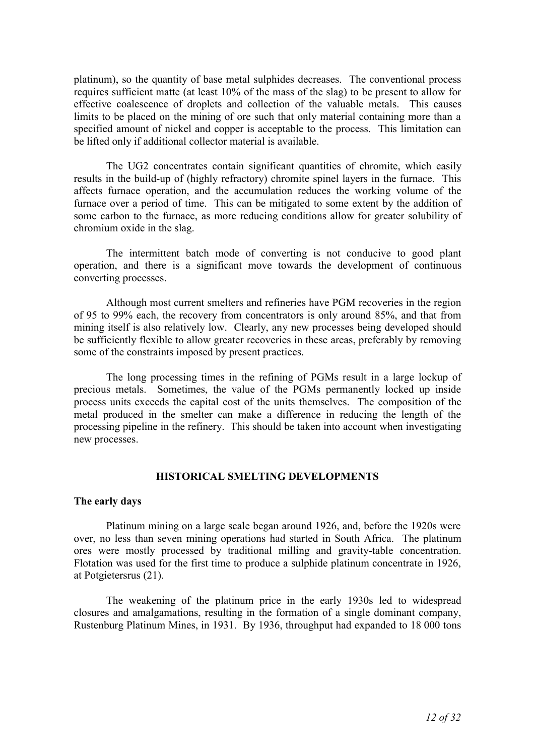platinum), so the quantity of base metal sulphides decreases. The conventional process requires sufficient matte (at least 10% of the mass of the slag) to be present to allow for effective coalescence of droplets and collection of the valuable metals. This causes limits to be placed on the mining of ore such that only material containing more than a specified amount of nickel and copper is acceptable to the process. This limitation can be lifted only if additional collector material is available.

The UG2 concentrates contain significant quantities of chromite, which easily results in the build-up of (highly refractory) chromite spinel layers in the furnace. This affects furnace operation, and the accumulation reduces the working volume of the furnace over a period of time. This can be mitigated to some extent by the addition of some carbon to the furnace, as more reducing conditions allow for greater solubility of chromium oxide in the slag.

The intermittent batch mode of converting is not conducive to good plant operation, and there is a significant move towards the development of continuous converting processes.

Although most current smelters and refineries have PGM recoveries in the region of 95 to 99% each, the recovery from concentrators is only around 85%, and that from mining itself is also relatively low. Clearly, any new processes being developed should be sufficiently flexible to allow greater recoveries in these areas, preferably by removing some of the constraints imposed by present practices.

The long processing times in the refining of PGMs result in a large lockup of precious metals. Sometimes, the value of the PGMs permanently locked up inside process units exceeds the capital cost of the units themselves. The composition of the metal produced in the smelter can make a difference in reducing the length of the processing pipeline in the refinery. This should be taken into account when investigating new processes.

## HISTORICAL SMELTING DEVELOPMENTS

### The early days

Platinum mining on a large scale began around 1926, and, before the 1920s were over, no less than seven mining operations had started in South Africa. The platinum ores were mostly processed by traditional milling and gravity-table concentration. Flotation was used for the first time to produce a sulphide platinum concentrate in 1926, at Potgietersrus (21).

The weakening of the platinum price in the early 1930s led to widespread closures and amalgamations, resulting in the formation of a single dominant company, Rustenburg Platinum Mines, in 1931. By 1936, throughput had expanded to 18 000 tons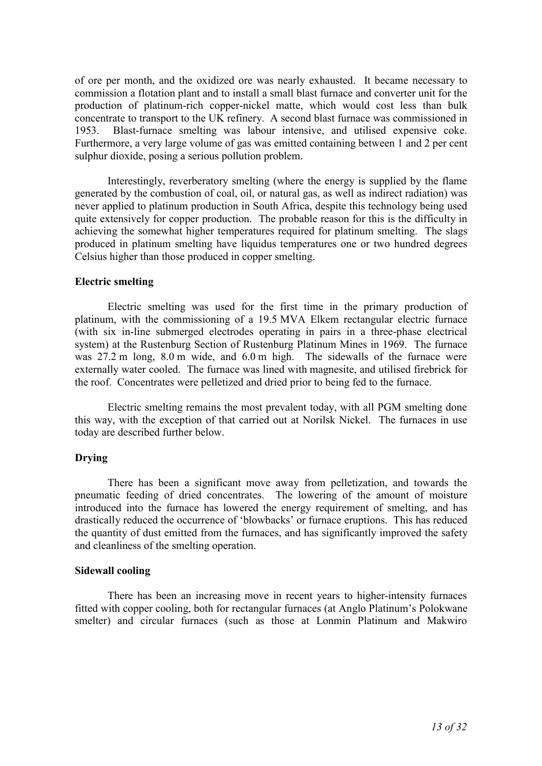of ore per month, and the oxidized ore was nearly exhausted. It became necessary to commission a flotation plant and to install a small blast furnace and converter unit for the production of platinum-rich copper-nickel matte, which would cost less than bulk concentrate to transport to the UK refinery. A second blast furnace was commissioned in 1953. Blast-furnace smelting was labour intensive, and utilised expensive coke. Furthermore, a very large volume of gas was emitted containing between 1 and 2 per cent sulphur dioxide, posing a serious pollution problem.

Interestingly, reverberatory smelting (where the energy is supplied by the flame generated by the combustion of coal, oil, or natural gas, as well as indirect radiation) was never applied to platinum production in South Africa, despite this technology being used quite extensively for copper production. The probable reason for this is the difficulty in achieving the somewhat higher temperatures required for platinum smelting. The slags produced in platinum smelting have liquidus temperatures one or two hundred degrees Celsius higher than those produced in copper smelting.

**Electric smelting**

Electric smelting was used for the first time in the primary production of platinum, with the commissioning of a 19.5 MVA Elkem rectangular electric furnace (with six in-line submerged electrodes operating in pairs in a three-phase electrical system) at the Rustenburg Section of Rustenburg Platinum Mines in 1969. The furnace was 27.2 m long, 8.0 m wide, and 6.0 m high. The sidewalls of the furnace were externally water cooled. The furnace was lined with magnesite, and utilised firebrick for the roof. Concentrates were pelletized and dried prior to being fed to the furnace.

Electric smelting remains the most prevalent today, with all PGM smelting done this way, with the exception of that carried out at Norilsk Nickel. The furnaces in use today are described further below.

**Drying**

There has been a significant move away from pelletization, and towards the pneumatic feeding of dried concentrates. The lowering of the amount of moisture introduced into the furnace has lowered the energy requirement of smelting, and has drastically reduced the occurrence of 'blowbacks' or furnace eruptions. This has reduced the quantity of dust emitted from the furnaces, and has significantly improved the safety and cleanliness of the smelting operation.

**Sidewall cooling**

There has been an increasing move in recent years to higher-intensity furnaces fitted with copper cooling, both for rectangular furnaces (at Anglo Platinum's Polokwane smelter) and circular furnaces (such as those at Lonmin Platinum and Makwiro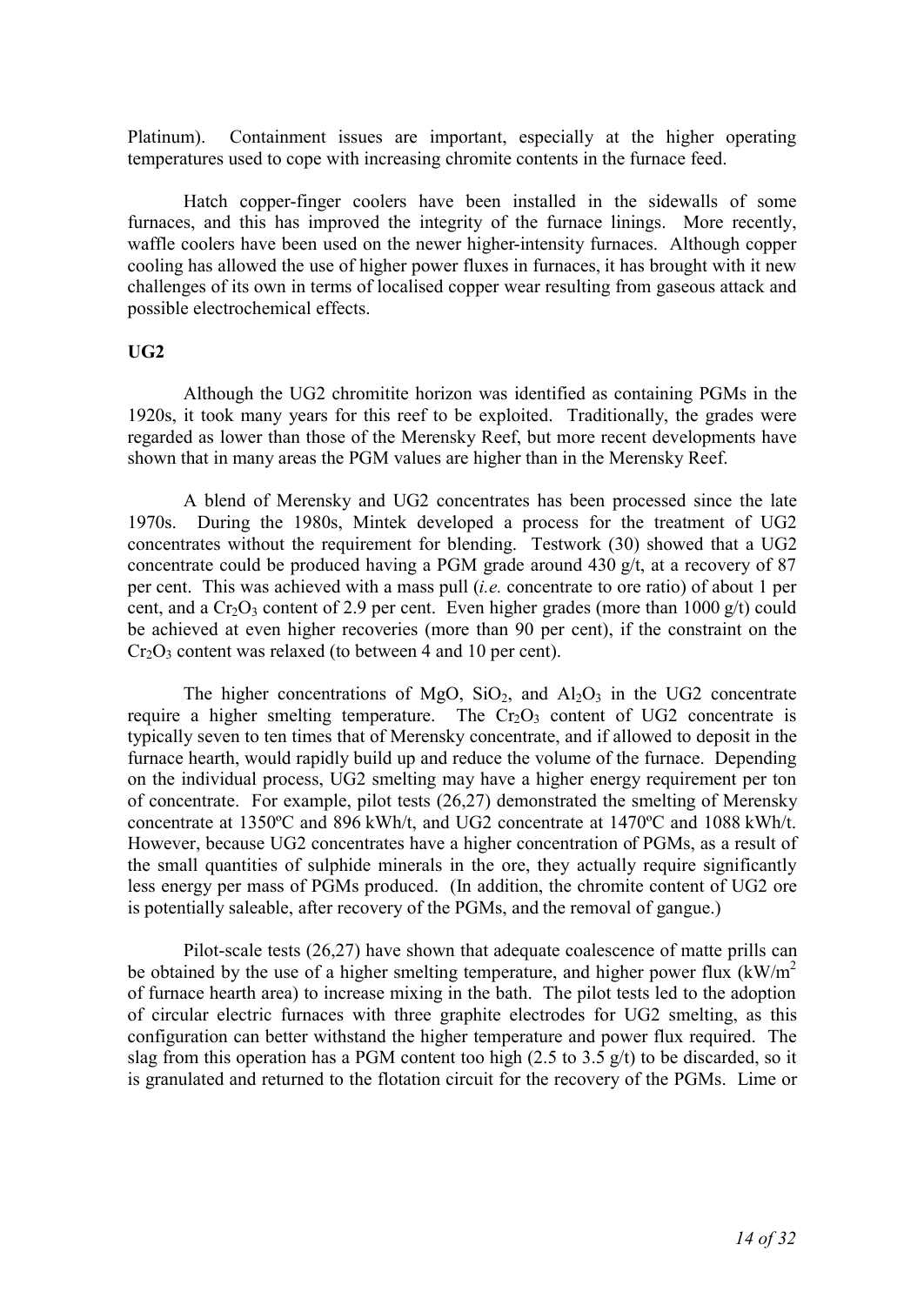Platinum). Containment issues are important, especially at the higher operating temperatures used to cope with increasing chromite contents in the furnace feed.

Hatch copper-finger coolers have been installed in the sidewalls of some furnaces, and this has improved the integrity of the furnace linings. More recently, waffle coolers have been used on the newer higher-intensity furnaces. Although copper cooling has allowed the use of higher power fluxes in furnaces, it has brought with it new challenges of its own in terms of localised copper wear resulting from gaseous attack and possible electrochemical effects.

**UG2**

Although the UG2 chromitite horizon was identified as containing PGMs in the 1920s, it took many years for this reef to be exploited. Traditionally, the grades were regarded as lower than those of the Merensky Reef, but more recent developments have shown that in many areas the PGM values are higher than in the Merensky Reef.

A blend of Merensky and UG2 concentrates has been processed since the late 1970s. During the 1980s, Mintek developed a process for the treatment of UG2 concentrates without the requirement for blending. Testwork (30) showed that a UG2 concentrate could be produced having a PGM grade around 430 g/t, at a recovery of 87 per cent. This was achieved with a mass pull (*i.e.* concentrate to ore ratio) of about 1 per cent, and a $Cr_2O_3$ content of 2.9 per cent. Even higher grades (more than 1000 g/t) could be achieved at even higher recoveries (more than 90 per cent), if the constraint on the $Cr_2O_3$ content was relaxed (to between 4 and 10 per cent).

The higher concentrations of MgO, $SiO_2$, and $Al_2O_3$ in the UG2 concentrate require a higher smelting temperature. The $Cr_2O_3$ content of UG2 concentrate is typically seven to ten times that of Merensky concentrate, and if allowed to deposit in the furnace hearth, would rapidly build up and reduce the volume of the furnace. Depending on the individual process, UG2 smelting may have a higher energy requirement per ton of concentrate. For example, pilot tests (26,27) demonstrated the smelting of Merensky concentrate at 1350ºC and 896 kWh/t, and UG2 concentrate at 1470ºC and 1088 kWh/t. However, because UG2 concentrates have a higher concentration of PGMs, as a result of the small quantities of sulphide minerals in the ore, they actually require significantly less energy per mass of PGMs produced. (In addition, the chromite content of UG2 ore is potentially saleable, after recovery of the PGMs, and the removal of gangue.)

Pilot-scale tests (26,27) have shown that adequate coalescence of matte prills can be obtained by the use of a higher smelting temperature, and higher power flux ($kW/m^2$ of furnace hearth area) to increase mixing in the bath. The pilot tests led to the adoption of circular electric furnaces with three graphite electrodes for UG2 smelting, as this configuration can better withstand the higher temperature and power flux required. The slag from this operation has a PGM content too high (2.5 to 3.5 g/t) to be discarded, so it is granulated and returned to the flotation circuit for the recovery of the PGMs. Lime or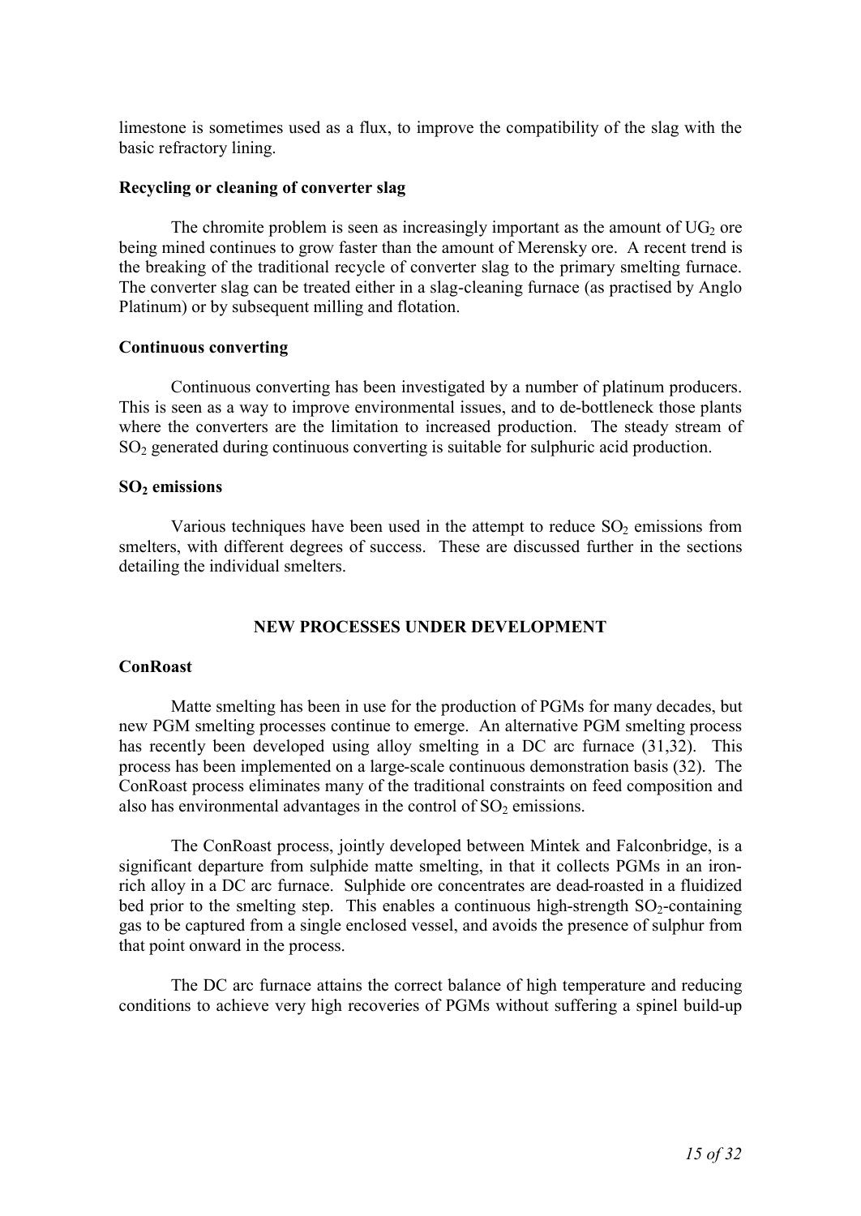limestone is sometimes used as a flux, to improve the compatibility of the slag with the basic refractory lining.

**Recycling or cleaning of converter slag**

The chromite problem is seen as increasingly important as the amount of $UG_2$ ore being mined continues to grow faster than the amount of Merensky ore. A recent trend is the breaking of the traditional recycle of converter slag to the primary smelting furnace. The converter slag can be treated either in a slag-cleaning furnace (as practised by Anglo Platinum) or by subsequent milling and flotation.

**Continuous converting**

Continuous converting has been investigated by a number of platinum producers. This is seen as a way to improve environmental issues, and to de-bottleneck those plants where the converters are the limitation to increased production. The steady stream of $SO_2$ generated during continuous converting is suitable for sulphuric acid production.

**$SO_2$ emissions**

Various techniques have been used in the attempt to reduce $SO_2$ emissions from smelters, with different degrees of success. These are discussed further in the sections detailing the individual smelters.

## NEW PROCESSES UNDER DEVELOPMENT

**ConRoast**

Matte smelting has been in use for the production of PGMs for many decades, but new PGM smelting processes continue to emerge. An alternative PGM smelting process has recently been developed using alloy smelting in a DC arc furnace (31,32). This process has been implemented on a large-scale continuous demonstration basis (32). The ConRoast process eliminates many of the traditional constraints on feed composition and also has environmental advantages in the control of $SO_2$ emissions.

The ConRoast process, jointly developed between Mintek and Falconbridge, is a significant departure from sulphide matte smelting, in that it collects PGMs in an iron-rich alloy in a DC arc furnace. Sulphide ore concentrates are dead-roasted in a fluidized bed prior to the smelting step. This enables a continuous high-strength $SO_2$-containing gas to be captured from a single enclosed vessel, and avoids the presence of sulphur from that point onward in the process.

The DC arc furnace attains the correct balance of high temperature and reducing conditions to achieve very high recoveries of PGMs without suffering a spinel build-up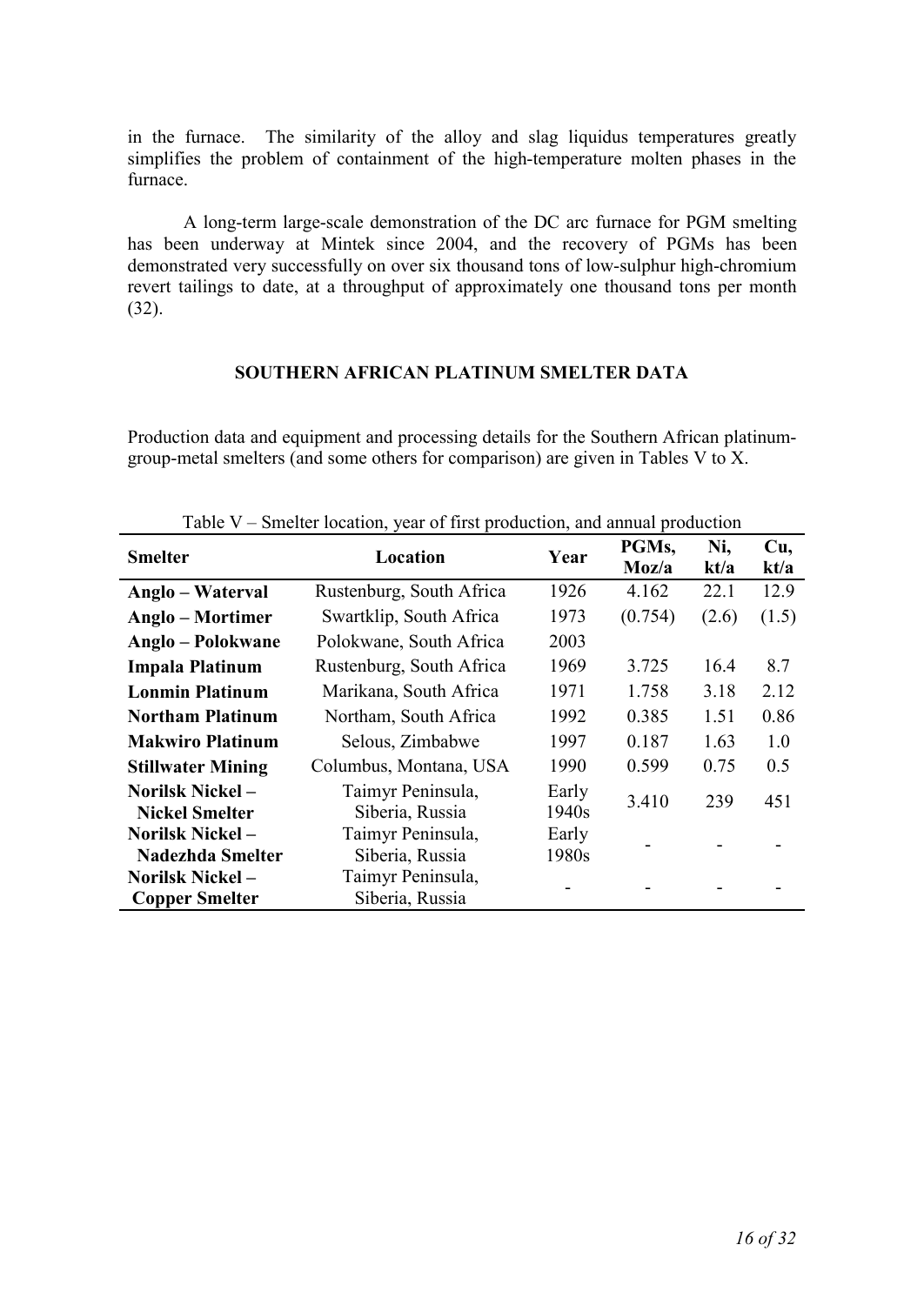in the furnace. The similarity of the alloy and slag liquidus temperatures greatly simplifies the problem of containment of the high-temperature molten phases in the furnace.

A long-term large-scale demonstration of the DC arc furnace for PGM smelting has been underway at Mintek since 2004, and the recovery of PGMs has been demonstrated very successfully on over six thousand tons of low-sulphur high-chromium revert tailings to date, at a throughput of approximately one thousand tons per month (32).

## SOUTHERN AFRICAN PLATINUM SMELTER DATA

Production data and equipment and processing details for the Southern African platinum-group-metal smelters (and some others for comparison) are given in Tables V to X.

Table V – Smelter location, year of first production, and annual production

| Smelter | Location | Year | PGMs, Moz/a | Ni, kt/a | Cu, kt/a |
|---|---|---|---|---|---|
| **Anglo – Waterval** | Rustenburg, South Africa | 1926 | 4.162 | 22.1 | 12.9 |
| **Anglo – Mortimer** | Swartklip, South Africa | 1973 | (0.754) | (2.6) | (1.5) |
| **Anglo – Polokwane** | Polokwane, South Africa | 2003 | | | |
| **Impala Platinum** | Rustenburg, South Africa | 1969 | 3.725 | 16.4 | 8.7 |
| **Lonmin Platinum** | Marikana, South Africa | 1971 | 1.758 | 3.18 | 2.12 |
| **Northam Platinum** | Northam, South Africa | 1992 | 0.385 | 1.51 | 0.86 |
| **Makwiro Platinum** | Selous, Zimbabwe | 1997 | 0.187 | 1.63 | 1.0 |
| **Stillwater Mining** | Columbus, Montana, USA | 1990 | 0.599 | 0.75 | 0.5 |
| **Norilsk Nickel – Nickel Smelter** | Taimyr Peninsula, Siberia, Russia | Early 1940s | 3.410 | 239 | 451 |
| **Norilsk Nickel – Nadezhda Smelter** | Taimyr Peninsula, Siberia, Russia | Early 1980s | - | - | - |
| **Norilsk Nickel – Copper Smelter** | Taimyr Peninsula, Siberia, Russia | - | - | - | - |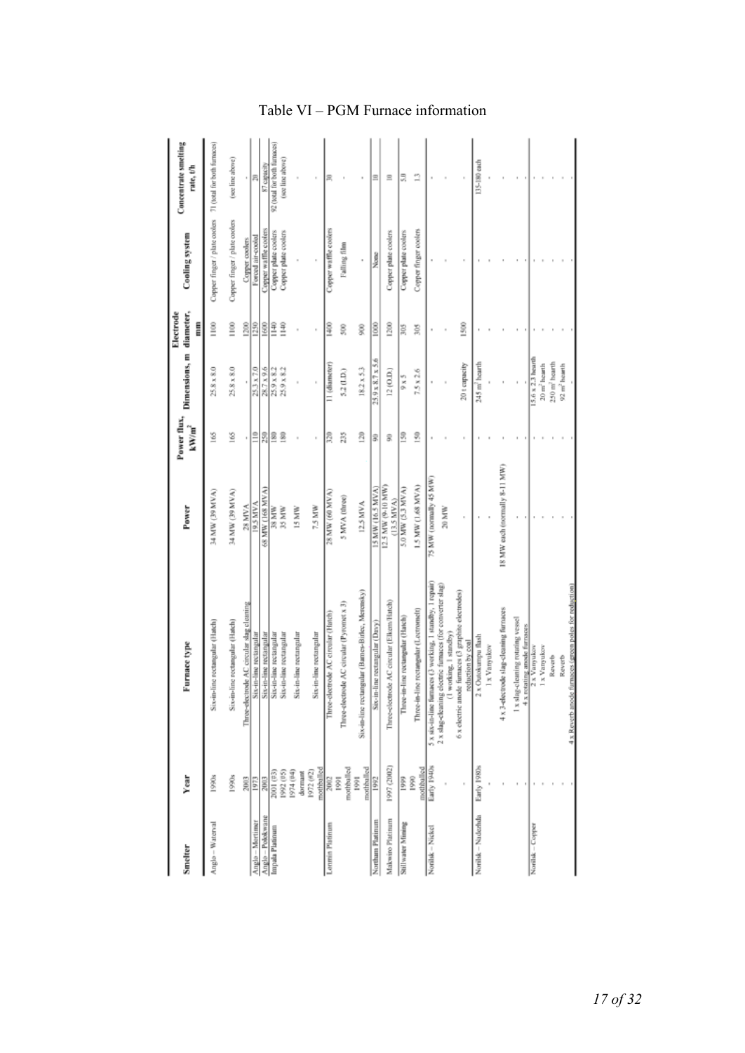Table VI – PGM Furnace information

| Smelter | Year | Furnace type | Power | Power flux, kW/m² | Dimensions, m | Electrode diameter, mm | Cooling system | Concentrate smelting rate, t/h |
|---|---|---|---|---|---|---|---|---|
| Anglo – Waterval | 1990s | Six-in-line rectangular (Hatch) | 34 MW (39 MVA) | 165 | 25.8 x 8.0 | 1100 | Copper finger / plate coolers | 71 (total for both furnaces) |
| | 1990s | Six-in-line rectangular (Hatch) | 34 MW (39 MVA) | 165 | 25.8 x 8.0 | 1100 | Copper finger / plate coolers | (see line above) |
| | 2003 | Three-electrode AC circular slag cleaning | 28 MVA | - | - | 1200 | Copper coolers | - |
| Anglo – Mortimer | 1973 | Six-in-line rectangular | 19.5 MVA | 110 | 25.3 x 7.0 | 1250 | Forced air-cooled | 20 |
| Anglo – Polokwane | 2003 | Six-in-line rectangular | 68 MW (168 MVA) | 250 | 28.7 x 9.6 | 1600 | Copper waffle coolers | 87 capacity |
| Impala Platinum | 2001 (#3) | Six-in-line rectangular | 38 MW | 180 | 25.9 x 8.2 | 1140 | Copper plate coolers | 92 (total for both furnaces) |
| | 1992 (#5) | Six-in-line rectangular | 35 MW | 180 | 25.9 x 8.2 | 1140 | Copper plate coolers | (see line above) |
| | 1974 (#4) dormant | Six-in-line rectangular | 15 MW | - | - | - | - | - |
| | 1972 (#2) mothballed | Six-in-line rectangular | 7.5 MW | - | - | - | - | - |
| Lonmin Platinum | 2002 | Three-electrode AC circular (Hatch) | 28 MW (60 MVA) | 320 | 11 (diameter) | 1400 | Copper waffle coolers | 30 |
| | 1991 mothballed | Three-electrode AC circular (Pyromet x 3) | 5 MVA (three) | 235 | 5.2 (I.D.) | 500 | Falling film | - |
| | 1991 mothballed | Six-in-line rectangular (Barnes-Birlec, Merensky) | 12.5 MVA | 120 | 18.2 x 5.3 | 900 | - | - |
| Northam Platinum | 1992 | Six-in-line rectangular (Davy) | 15 MW (16.5 MVA) | 90 | 25.9 x 8.7 x 5.6 | 1000 | None | 10 |
| Makwiro Platinum | 1997 (2002) | Three-electrode AC circular (Elkem/Hatch) | 12.5 MW (9-10 MW) (13.5 MVA) | 90 | 12 (O.D.) | 1200 | Copper plate coolers | 10 |
| Stillwater Mining | 1999 | Three-in-line rectangular (Hatch) | 5.0 MW (5.3 MVA) | 150 | 9 x 5 | 305 | Copper plate coolers | 5.0 |
| | 1990 mothballed | Three-in-line rectangular (Lectromelt) | 1.5 MW (1.68 MVA) | 150 | 7.5 x 2.6 | 305 | Copper finger coolers | 1.3 |
| Norilsk – Nickel | Early 1940s | 5 x six-in-line furnaces (3 working, 1 standby, 1 repair) | 75 MW (normally 45 MW) | - | - | - | - | - |
| | - | 2 x slag-cleaning electric furnaces (for converter slag) (1 working, 1 standby) | 20 MW | - | - | - | - | - |
| | - | 6 x electric anode furnaces (3 graphite electrodes) reduction by coal | - | - | 20 t capacity | 1500 | - | - |
| Norilsk – Nadezhda | Early 1980s | 2 x Outokumpu flash | - | - | 245 m² hearth | - | - | 135-180 each |
| | - | 1 x Vanyukov | - | - | - | - | - | - |
| | - | 4 x 3-electrode slag-cleaning furnaces | 18 MW each (normally 8-11 MW) | - | - | - | - | - |
| | - | 1 x slag-cleaning rotating vessel | - | - | - | - | - | - |
| | - | 4 x rotating anode furnaces | - | - | - | - | - | - |
| Norilsk – Copper | - | 2 x Vanyukov | - | - | 15.6 x 2.3 hearth | - | - | - |
| | - | 1 x Vanyukov | - | - | 20 m² hearth | - | - | - |
| | - | Reverb | - | - | 250 m² hearth | - | - | - |
| | - | Reverb | - | - | 92 m² hearth | - | - | - |
| | - | 4 x Reverb anode furnaces (green poles for reduction) | - | - | - | - | - | - |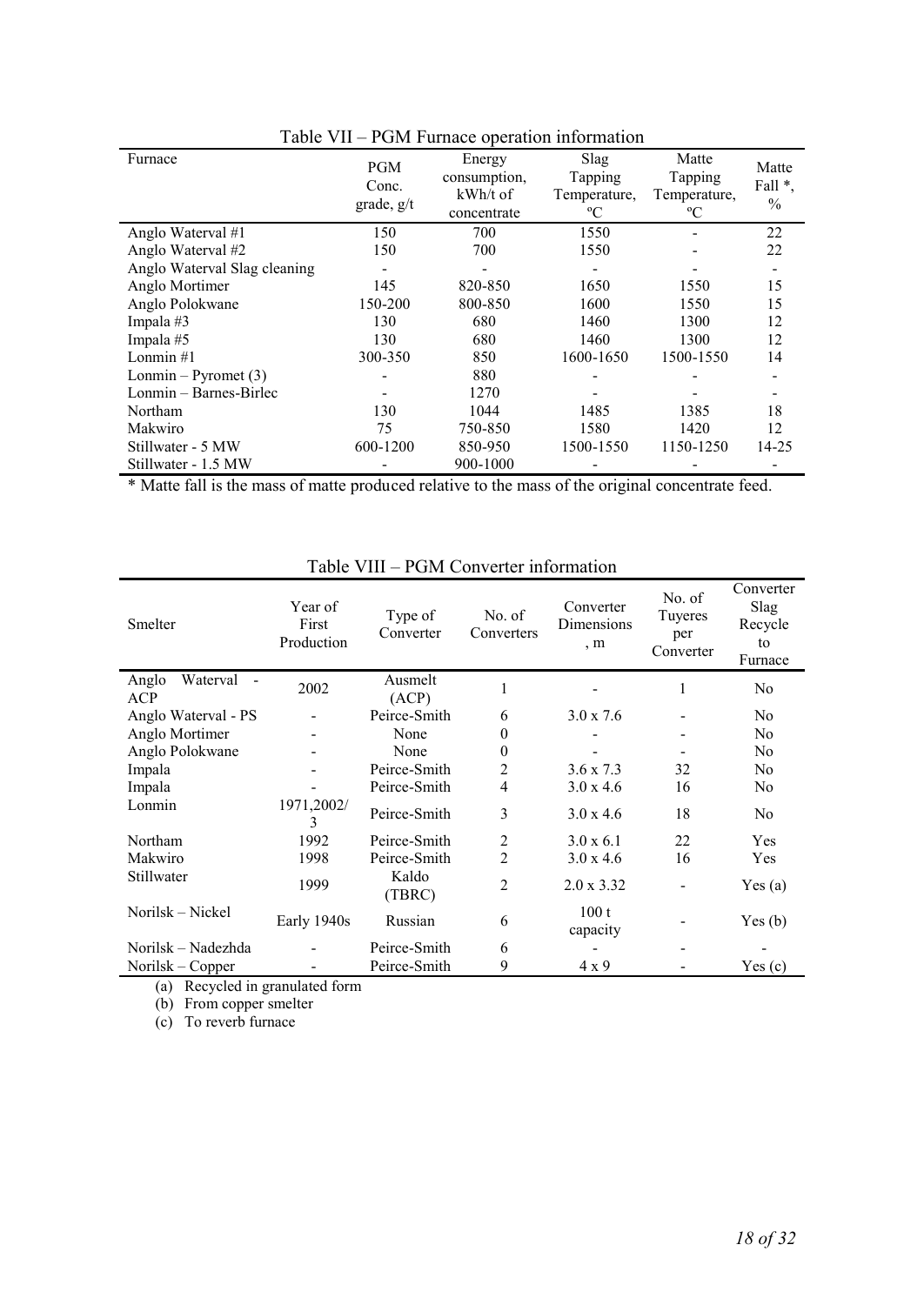Table VII – PGM Furnace operation information

| Furnace | PGM Conc. grade, g/t | Energy consumption, kWh/t of concentrate | Slag Tapping Temperature, ºC | Matte Tapping Temperature, ºC | Matte Fall *, % |
|---|---|---|---|---|---|
| Anglo Waterval #1 | 150 | 700 | 1550 | - | 22 |
| Anglo Waterval #2 | 150 | 700 | 1550 | - | 22 |
| Anglo Waterval Slag cleaning | - | - | - | - | - |
| Anglo Mortimer | 145 | 820-850 | 1650 | 1550 | 15 |
| Anglo Polokwane | 150-200 | 800-850 | 1600 | 1550 | 15 |
| Impala #3 | 130 | 680 | 1460 | 1300 | 12 |
| Impala #5 | 130 | 680 | 1460 | 1300 | 12 |
| Lonmin #1 | 300-350 | 850 | 1600-1650 | 1500-1550 | 14 |
| Lonmin – Pyromet (3) | - | 880 | - | - | - |
| Lonmin – Barnes-Birlec | - | 1270 | - | - | - |
| Northam | 130 | 1044 | 1485 | 1385 | 18 |
| Makwiro | 75 | 750-850 | 1580 | 1420 | 12 |
| Stillwater - 5 MW | 600-1200 | 850-950 | 1500-1550 | 1150-1250 | 14-25 |
| Stillwater - 1.5 MW | - | 900-1000 | - | - | - |

* Matte fall is the mass of matte produced relative to the mass of the original concentrate feed.

Table VIII – PGM Converter information

| Smelter | Year of First Production | Type of Converter | No. of Converters | Converter Dimensions, m | No. of Tuyeres per Converter | Converter Slag Recycle to Furnace |
|---|---|---|---|---|---|---|
| Anglo Waterval - ACP | 2002 | Ausmelt (ACP) | 1 | - | 1 | No |
| Anglo Waterval - PS | - | Peirce-Smith | 6 | 3.0 x 7.6 | - | No |
| Anglo Mortimer | - | None | 0 | - | - | No |
| Anglo Polokwane | - | None | 0 | - | - | No |
| Impala | - | Peirce-Smith | 2 | 3.6 x 7.3 | 32 | No |
| Impala | - | Peirce-Smith | 4 | 3.0 x 4.6 | 16 | No |
| Lonmin | 1971,2002/3 | Peirce-Smith | 3 | 3.0 x 4.6 | 18 | No |
| Northam | 1992 | Peirce-Smith | 2 | 3.0 x 6.1 | 22 | Yes |
| Makwiro | 1998 | Peirce-Smith | 2 | 3.0 x 4.6 | 16 | Yes |
| Stillwater | 1999 | Kaldo (TBRC) | 2 | 2.0 x 3.32 | - | Yes (a) |
| Norilsk – Nickel | Early 1940s | Russian | 6 | 100 t capacity | - | Yes (b) |
| Norilsk – Nadezhda | - | Peirce-Smith | 6 | - | - | - |
| Norilsk – Copper | - | Peirce-Smith | 9 | 4 x 9 | - | Yes (c) |

(a) Recycled in granulated form
(b) From copper smelter
(c) To reverb furnace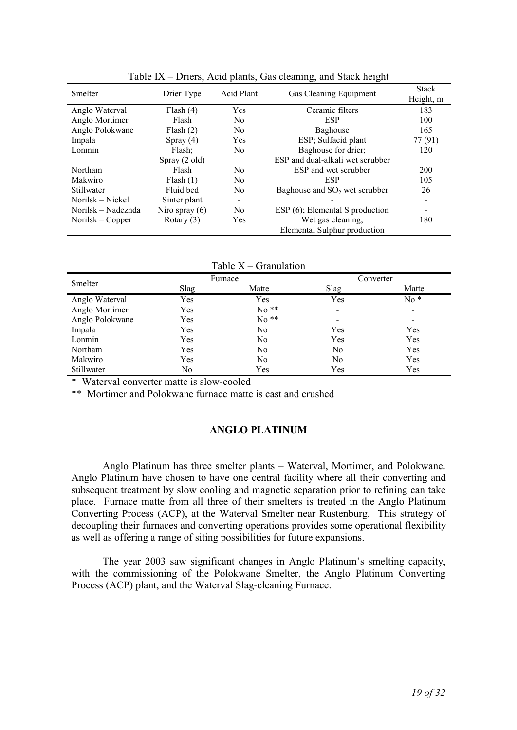Table IX – Driers, Acid plants, Gas cleaning, and Stack height

| Smelter | Drier Type | Acid Plant | Gas Cleaning Equipment | Stack Height, m |
|---|---|---|---|---|
| Anglo Waterval | Flash (4) | Yes | Ceramic filters | 183 |
| Anglo Mortimer | Flash | No | ESP | 100 |
| Anglo Polokwane | Flash (2) | No | Baghouse | 165 |
| Impala | Spray (4) | Yes | ESP; Sulfacid plant | 77 (91) |
| Lonmin | Flash; Spray (2 old) | No | Baghouse for drier; ESP and dual-alkali wet scrubber | 120 |
| Northam | Flash | No | ESP and wet scrubber | 200 |
| Makwiro | Flash (1) | No | ESP | 105 |
| Stillwater | Fluid bed | No | Baghouse and $SO_2$ wet scrubber | 26 |
| Norilsk – Nickel | Sinter plant | - | - | - |
| Norilsk – Nadezhda | Niro spray (6) | No | ESP (6); Elemental S production | - |
| Norilsk – Copper | Rotary (3) | Yes | Wet gas cleaning; Elemental Sulphur production | 180 |

Table X – Granulation

| Smelter | Furnace | | Converter | |
|---|---|---|---|---|
| | Slag | Matte | Slag | Matte |
| Anglo Waterval | Yes | Yes | Yes | No * |
| Anglo Mortimer | Yes | No ** | - | - |
| Anglo Polokwane | Yes | No ** | - | - |
| Impala | Yes | No | Yes | Yes |
| Lonmin | Yes | No | Yes | Yes |
| Northam | Yes | No | No | Yes |
| Makwiro | Yes | No | No | Yes |
| Stillwater | No | Yes | Yes | Yes |

\* Waterval converter matte is slow-cooled

** Mortimer and Polokwane furnace matte is cast and crushed

## ANGLO PLATINUM

Anglo Platinum has three smelter plants – Waterval, Mortimer, and Polokwane. Anglo Platinum have chosen to have one central facility where all their converting and subsequent treatment by slow cooling and magnetic separation prior to refining can take place. Furnace matte from all three of their smelters is treated in the Anglo Platinum Converting Process (ACP), at the Waterval Smelter near Rustenburg. This strategy of decoupling their furnaces and converting operations provides some operational flexibility as well as offering a range of siting possibilities for future expansions.

The year 2003 saw significant changes in Anglo Platinum's smelting capacity, with the commissioning of the Polokwane Smelter, the Anglo Platinum Converting Process (ACP) plant, and the Waterval Slag-cleaning Furnace.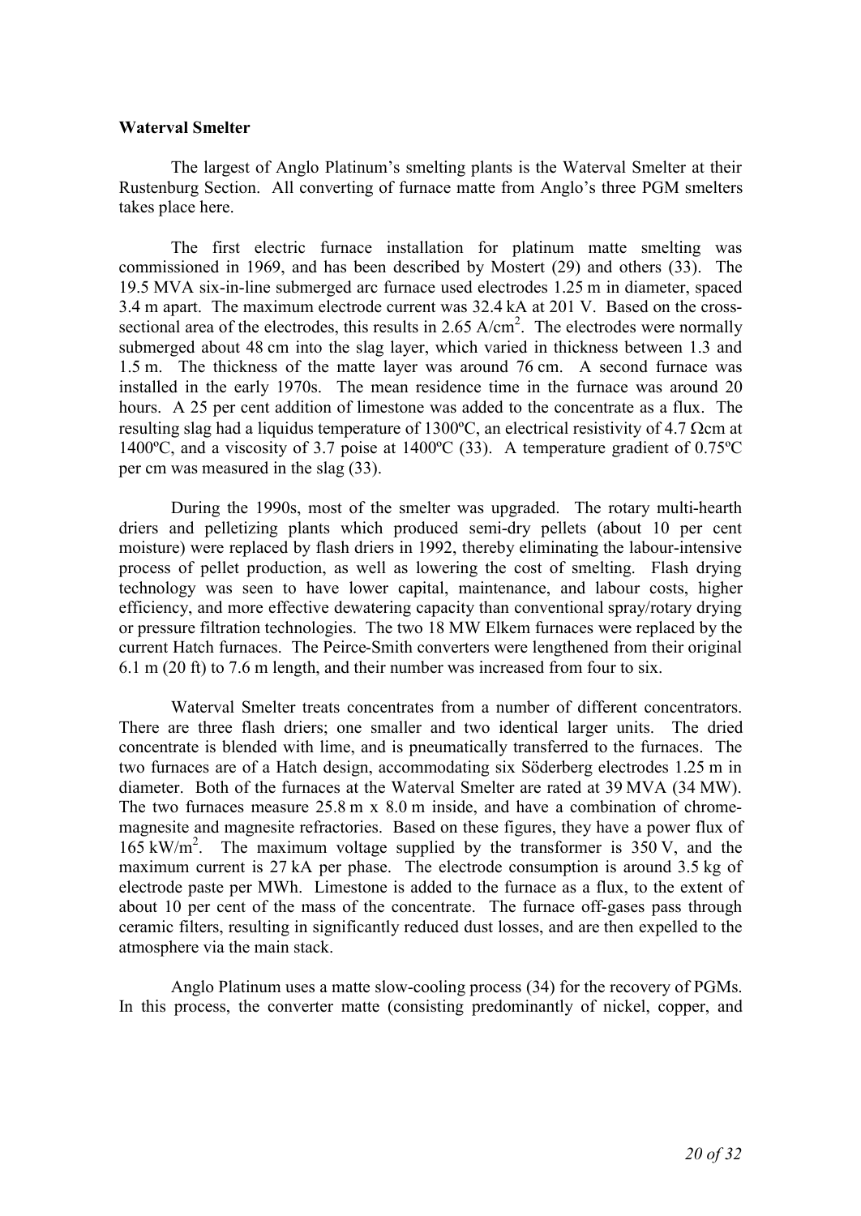**Waterval Smelter**

The largest of Anglo Platinum's smelting plants is the Waterval Smelter at their Rustenburg Section. All converting of furnace matte from Anglo's three PGM smelters takes place here.

The first electric furnace installation for platinum matte smelting was commissioned in 1969, and has been described by Mostert (29) and others (33). The 19.5 MVA six-in-line submerged arc furnace used electrodes 1.25 m in diameter, spaced 3.4 m apart. The maximum electrode current was 32.4 kA at 201 V. Based on the cross-sectional area of the electrodes, this results in 2.65 A/cm$^2$. The electrodes were normally submerged about 48 cm into the slag layer, which varied in thickness between 1.3 and 1.5 m. The thickness of the matte layer was around 76 cm. A second furnace was installed in the early 1970s. The mean residence time in the furnace was around 20 hours. A 25 per cent addition of limestone was added to the concentrate as a flux. The resulting slag had a liquidus temperature of 1300ºC, an electrical resistivity of 4.7 Ωcm at 1400ºC, and a viscosity of 3.7 poise at 1400ºC (33). A temperature gradient of 0.75ºC per cm was measured in the slag (33).

During the 1990s, most of the smelter was upgraded. The rotary multi-hearth driers and pelletizing plants which produced semi-dry pellets (about 10 per cent moisture) were replaced by flash driers in 1992, thereby eliminating the labour-intensive process of pellet production, as well as lowering the cost of smelting. Flash drying technology was seen to have lower capital, maintenance, and labour costs, higher efficiency, and more effective dewatering capacity than conventional spray/rotary drying or pressure filtration technologies. The two 18 MW Elkem furnaces were replaced by the current Hatch furnaces. The Peirce-Smith converters were lengthened from their original 6.1 m (20 ft) to 7.6 m length, and their number was increased from four to six.

Waterval Smelter treats concentrates from a number of different concentrators. There are three flash driers; one smaller and two identical larger units. The dried concentrate is blended with lime, and is pneumatically transferred to the furnaces. The two furnaces are of a Hatch design, accommodating six Söderberg electrodes 1.25 m in diameter. Both of the furnaces at the Waterval Smelter are rated at 39 MVA (34 MW). The two furnaces measure 25.8 m x 8.0 m inside, and have a combination of chrome-magnesite and magnesite refractories. Based on these figures, they have a power flux of 165 kW/m$^2$. The maximum voltage supplied by the transformer is 350 V, and the maximum current is 27 kA per phase. The electrode consumption is around 3.5 kg of electrode paste per MWh. Limestone is added to the furnace as a flux, to the extent of about 10 per cent of the mass of the concentrate. The furnace off-gases pass through ceramic filters, resulting in significantly reduced dust losses, and are then expelled to the atmosphere via the main stack.

Anglo Platinum uses a matte slow-cooling process (34) for the recovery of PGMs. In this process, the converter matte (consisting predominantly of nickel, copper, and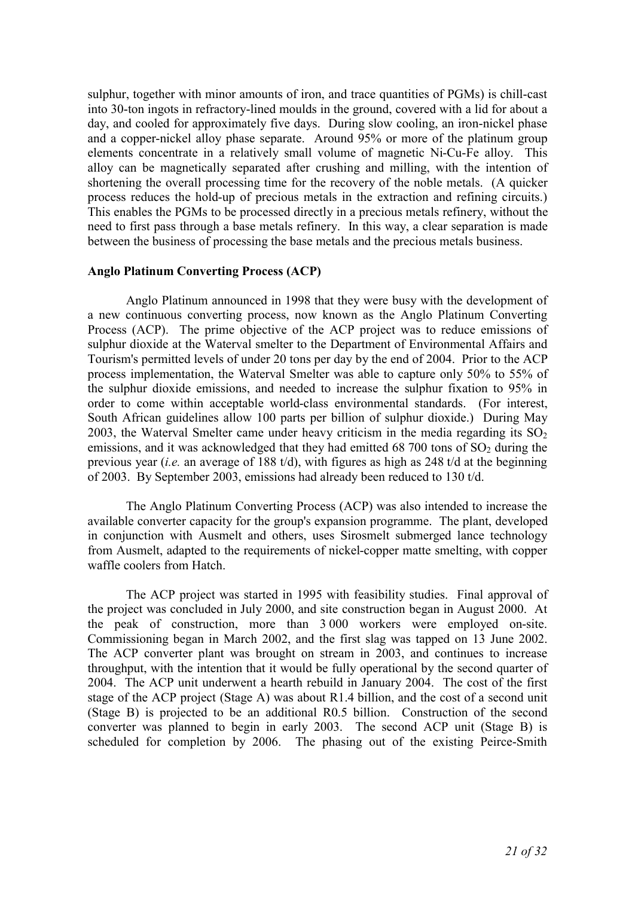sulphur, together with minor amounts of iron, and trace quantities of PGMs) is chill-cast into 30-ton ingots in refractory-lined moulds in the ground, covered with a lid for about a day, and cooled for approximately five days. During slow cooling, an iron-nickel phase and a copper-nickel alloy phase separate. Around 95% or more of the platinum group elements concentrate in a relatively small volume of magnetic Ni-Cu-Fe alloy. This alloy can be magnetically separated after crushing and milling, with the intention of shortening the overall processing time for the recovery of the noble metals. (A quicker process reduces the hold-up of precious metals in the extraction and refining circuits.) This enables the PGMs to be processed directly in a precious metals refinery, without the need to first pass through a base metals refinery. In this way, a clear separation is made between the business of processing the base metals and the precious metals business.

**Anglo Platinum Converting Process (ACP)**

Anglo Platinum announced in 1998 that they were busy with the development of a new continuous converting process, now known as the Anglo Platinum Converting Process (ACP). The prime objective of the ACP project was to reduce emissions of sulphur dioxide at the Waterval smelter to the Department of Environmental Affairs and Tourism's permitted levels of under 20 tons per day by the end of 2004. Prior to the ACP process implementation, the Waterval Smelter was able to capture only 50% to 55% of the sulphur dioxide emissions, and needed to increase the sulphur fixation to 95% in order to come within acceptable world-class environmental standards. (For interest, South African guidelines allow 100 parts per billion of sulphur dioxide.) During May 2003, the Waterval Smelter came under heavy criticism in the media regarding its $SO_2$ emissions, and it was acknowledged that they had emitted 68 700 tons of $SO_2$ during the previous year (*i.e.* an average of 188 t/d), with figures as high as 248 t/d at the beginning of 2003. By September 2003, emissions had already been reduced to 130 t/d.

The Anglo Platinum Converting Process (ACP) was also intended to increase the available converter capacity for the group's expansion programme. The plant, developed in conjunction with Ausmelt and others, uses Sirosmelt submerged lance technology from Ausmelt, adapted to the requirements of nickel-copper matte smelting, with copper waffle coolers from Hatch.

The ACP project was started in 1995 with feasibility studies. Final approval of the project was concluded in July 2000, and site construction began in August 2000. At the peak of construction, more than 3 000 workers were employed on-site. Commissioning began in March 2002, and the first slag was tapped on 13 June 2002. The ACP converter plant was brought on stream in 2003, and continues to increase throughput, with the intention that it would be fully operational by the second quarter of 2004. The ACP unit underwent a hearth rebuild in January 2004. The cost of the first stage of the ACP project (Stage A) was about R1.4 billion, and the cost of a second unit (Stage B) is projected to be an additional R0.5 billion. Construction of the second converter was planned to begin in early 2003. The second ACP unit (Stage B) is scheduled for completion by 2006. The phasing out of the existing Peirce-Smith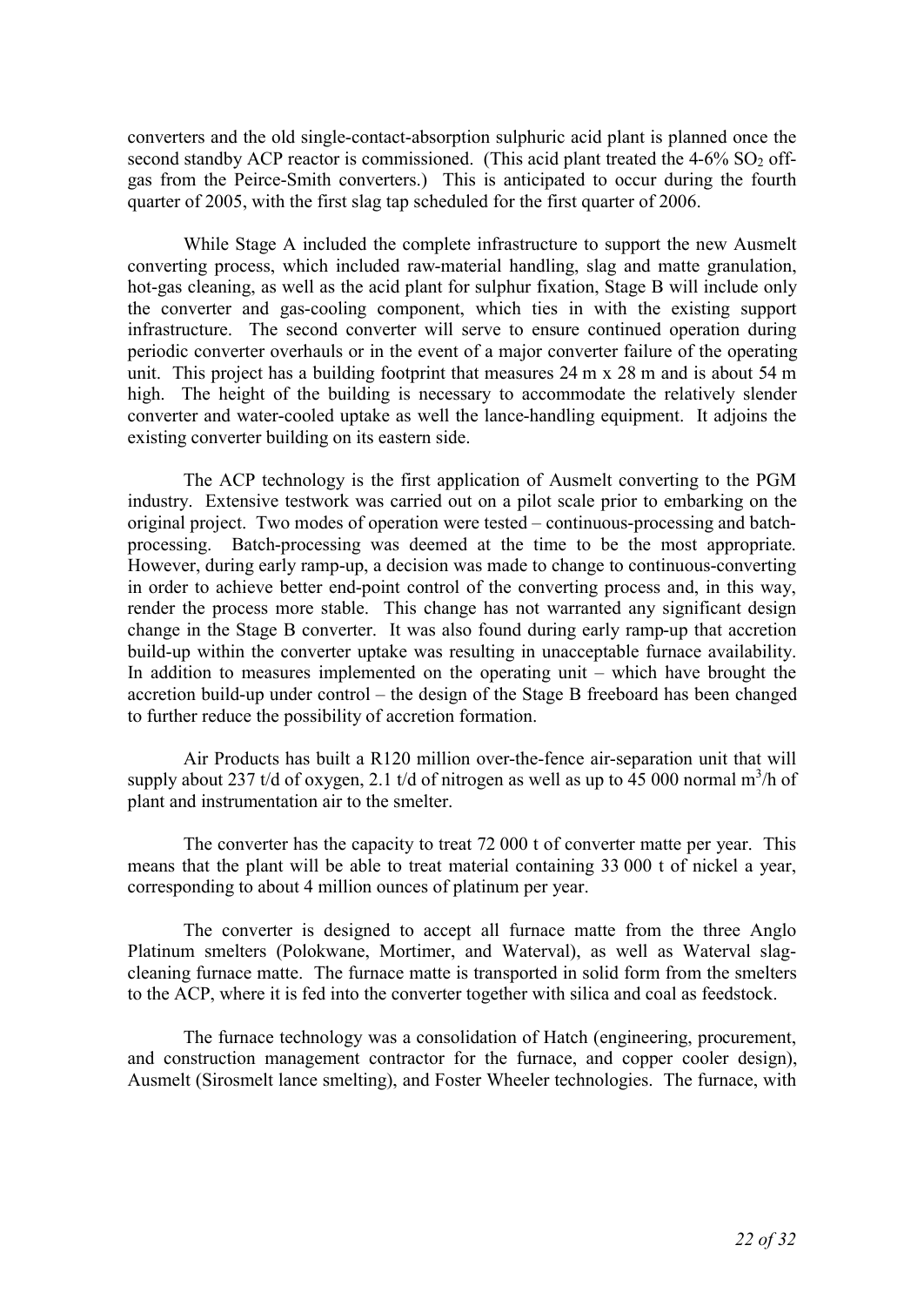converters and the old single-contact-absorption sulphuric acid plant is planned once the second standby ACP reactor is commissioned. (This acid plant treated the 4-6% $SO_2$ off-gas from the Peirce-Smith converters.) This is anticipated to occur during the fourth quarter of 2005, with the first slag tap scheduled for the first quarter of 2006.

While Stage A included the complete infrastructure to support the new Ausmelt converting process, which included raw-material handling, slag and matte granulation, hot-gas cleaning, as well as the acid plant for sulphur fixation, Stage B will include only the converter and gas-cooling component, which ties in with the existing support infrastructure. The second converter will serve to ensure continued operation during periodic converter overhauls or in the event of a major converter failure of the operating unit. This project has a building footprint that measures 24 m x 28 m and is about 54 m high. The height of the building is necessary to accommodate the relatively slender converter and water-cooled uptake as well the lance-handling equipment. It adjoins the existing converter building on its eastern side.

The ACP technology is the first application of Ausmelt converting to the PGM industry. Extensive testwork was carried out on a pilot scale prior to embarking on the original project. Two modes of operation were tested – continuous-processing and batch-processing. Batch-processing was deemed at the time to be the most appropriate. However, during early ramp-up, a decision was made to change to continuous-converting in order to achieve better end-point control of the converting process and, in this way, render the process more stable. This change has not warranted any significant design change in the Stage B converter. It was also found during early ramp-up that accretion build-up within the converter uptake was resulting in unacceptable furnace availability. In addition to measures implemented on the operating unit – which have brought the accretion build-up under control – the design of the Stage B freeboard has been changed to further reduce the possibility of accretion formation.

Air Products has built a R120 million over-the-fence air-separation unit that will supply about 237 t/d of oxygen, 2.1 t/d of nitrogen as well as up to 45 000 normal $m^3$/h of plant and instrumentation air to the smelter.

The converter has the capacity to treat 72 000 t of converter matte per year. This means that the plant will be able to treat material containing 33 000 t of nickel a year, corresponding to about 4 million ounces of platinum per year.

The converter is designed to accept all furnace matte from the three Anglo Platinum smelters (Polokwane, Mortimer, and Waterval), as well as Waterval slag-cleaning furnace matte. The furnace matte is transported in solid form from the smelters to the ACP, where it is fed into the converter together with silica and coal as feedstock.

The furnace technology was a consolidation of Hatch (engineering, procurement, and construction management contractor for the furnace, and copper cooler design), Ausmelt (Sirosmelt lance smelting), and Foster Wheeler technologies. The furnace, with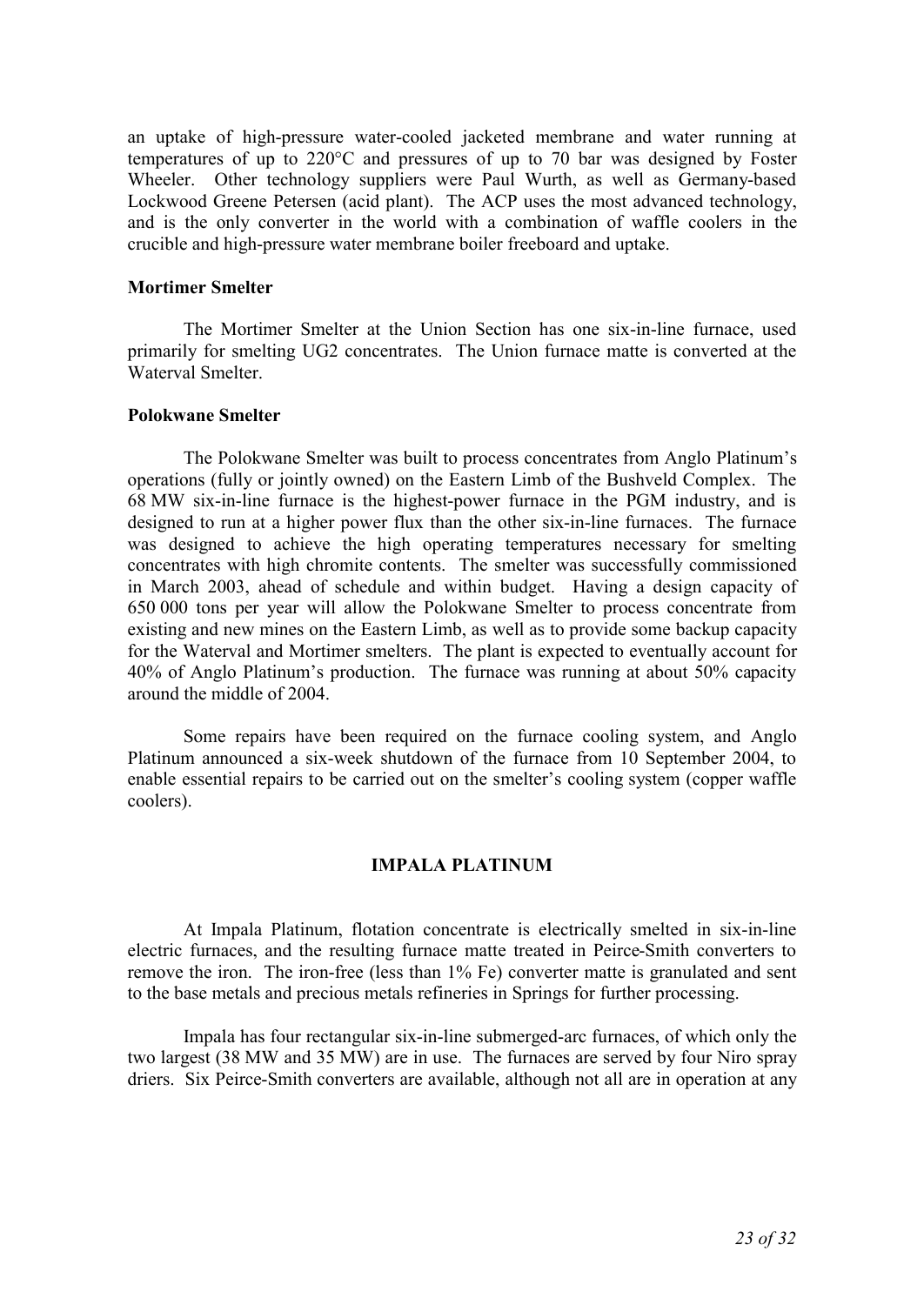an uptake of high-pressure water-cooled jacketed membrane and water running at temperatures of up to 220°C and pressures of up to 70 bar was designed by Foster Wheeler. Other technology suppliers were Paul Wurth, as well as Germany-based Lockwood Greene Petersen (acid plant). The ACP uses the most advanced technology, and is the only converter in the world with a combination of waffle coolers in the crucible and high-pressure water membrane boiler freeboard and uptake.

### Mortimer Smelter

The Mortimer Smelter at the Union Section has one six-in-line furnace, used primarily for smelting UG2 concentrates. The Union furnace matte is converted at the Waterval Smelter.

### Polokwane Smelter

The Polokwane Smelter was built to process concentrates from Anglo Platinum's operations (fully or jointly owned) on the Eastern Limb of the Bushveld Complex. The 68 MW six-in-line furnace is the highest-power furnace in the PGM industry, and is designed to run at a higher power flux than the other six-in-line furnaces. The furnace was designed to achieve the high operating temperatures necessary for smelting concentrates with high chromite contents. The smelter was successfully commissioned in March 2003, ahead of schedule and within budget. Having a design capacity of 650 000 tons per year will allow the Polokwane Smelter to process concentrate from existing and new mines on the Eastern Limb, as well as to provide some backup capacity for the Waterval and Mortimer smelters. The plant is expected to eventually account for 40% of Anglo Platinum's production. The furnace was running at about 50% capacity around the middle of 2004.

Some repairs have been required on the furnace cooling system, and Anglo Platinum announced a six-week shutdown of the furnace from 10 September 2004, to enable essential repairs to be carried out on the smelter's cooling system (copper waffle coolers).

## IMPALA PLATINUM

At Impala Platinum, flotation concentrate is electrically smelted in six-in-line electric furnaces, and the resulting furnace matte treated in Peirce-Smith converters to remove the iron. The iron-free (less than 1% Fe) converter matte is granulated and sent to the base metals and precious metals refineries in Springs for further processing.

Impala has four rectangular six-in-line submerged-arc furnaces, of which only the two largest (38 MW and 35 MW) are in use. The furnaces are served by four Niro spray driers. Six Peirce-Smith converters are available, although not all are in operation at any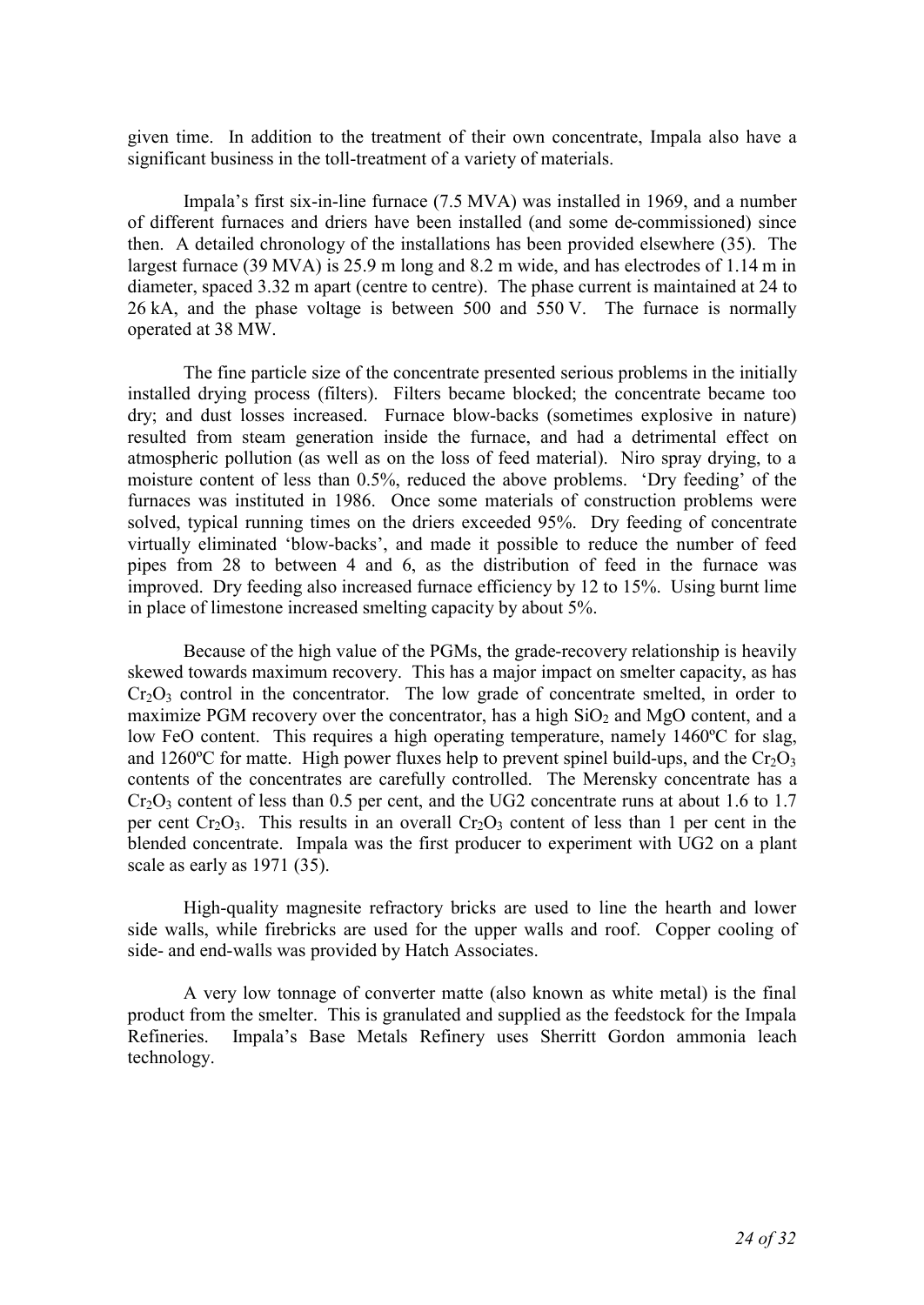given time. In addition to the treatment of their own concentrate, Impala also have a significant business in the toll-treatment of a variety of materials.

Impala's first six-in-line furnace (7.5 MVA) was installed in 1969, and a number of different furnaces and driers have been installed (and some de-commissioned) since then. A detailed chronology of the installations has been provided elsewhere (35). The largest furnace (39 MVA) is 25.9 m long and 8.2 m wide, and has electrodes of 1.14 m in diameter, spaced 3.32 m apart (centre to centre). The phase current is maintained at 24 to 26 kA, and the phase voltage is between 500 and 550 V. The furnace is normally operated at 38 MW.

The fine particle size of the concentrate presented serious problems in the initially installed drying process (filters). Filters became blocked; the concentrate became too dry; and dust losses increased. Furnace blow-backs (sometimes explosive in nature) resulted from steam generation inside the furnace, and had a detrimental effect on atmospheric pollution (as well as on the loss of feed material). Niro spray drying, to a moisture content of less than 0.5%, reduced the above problems. 'Dry feeding' of the furnaces was instituted in 1986. Once some materials of construction problems were solved, typical running times on the driers exceeded 95%. Dry feeding of concentrate virtually eliminated 'blow-backs', and made it possible to reduce the number of feed pipes from 28 to between 4 and 6, as the distribution of feed in the furnace was improved. Dry feeding also increased furnace efficiency by 12 to 15%. Using burnt lime in place of limestone increased smelting capacity by about 5%.

Because of the high value of the PGMs, the grade-recovery relationship is heavily skewed towards maximum recovery. This has a major impact on smelter capacity, as has $Cr_2O_3$ control in the concentrator. The low grade of concentrate smelted, in order to maximize PGM recovery over the concentrator, has a high $SiO_2$ and MgO content, and a low FeO content. This requires a high operating temperature, namely 1460ºC for slag, and 1260ºC for matte. High power fluxes help to prevent spinel build-ups, and the $Cr_2O_3$ contents of the concentrates are carefully controlled. The Merensky concentrate has a $Cr_2O_3$ content of less than 0.5 per cent, and the UG2 concentrate runs at about 1.6 to 1.7 per cent $Cr_2O_3$. This results in an overall $Cr_2O_3$ content of less than 1 per cent in the blended concentrate. Impala was the first producer to experiment with UG2 on a plant scale as early as 1971 (35).

High-quality magnesite refractory bricks are used to line the hearth and lower side walls, while firebricks are used for the upper walls and roof. Copper cooling of side- and end-walls was provided by Hatch Associates.

A very low tonnage of converter matte (also known as white metal) is the final product from the smelter. This is granulated and supplied as the feedstock for the Impala Refineries. Impala's Base Metals Refinery uses Sherritt Gordon ammonia leach technology.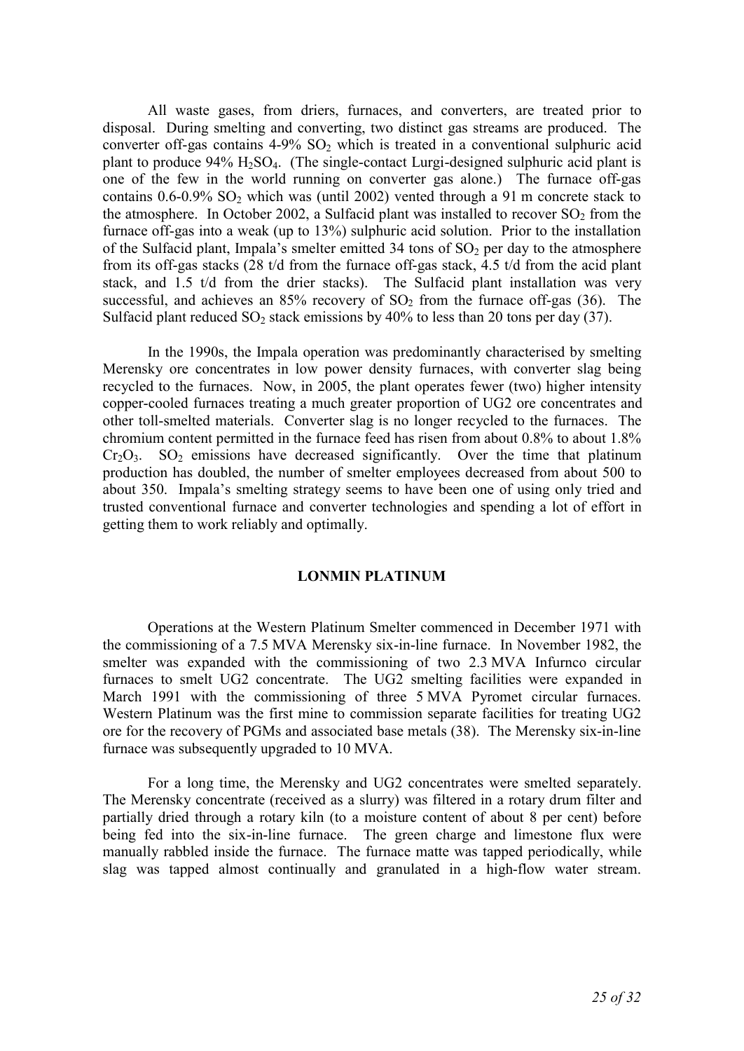All waste gases, from driers, furnaces, and converters, are treated prior to disposal. During smelting and converting, two distinct gas streams are produced. The converter off-gas contains 4-9% $SO_2$ which is treated in a conventional sulphuric acid plant to produce 94% $H_2SO_4$. (The single-contact Lurgi-designed sulphuric acid plant is one of the few in the world running on converter gas alone.) The furnace off-gas contains 0.6-0.9% $SO_2$ which was (until 2002) vented through a 91 m concrete stack to the atmosphere. In October 2002, a Sulfacid plant was installed to recover $SO_2$ from the furnace off-gas into a weak (up to 13%) sulphuric acid solution. Prior to the installation of the Sulfacid plant, Impala's smelter emitted 34 tons of $SO_2$ per day to the atmosphere from its off-gas stacks (28 t/d from the furnace off-gas stack, 4.5 t/d from the acid plant stack, and 1.5 t/d from the drier stacks). The Sulfacid plant installation was very successful, and achieves an 85% recovery of $SO_2$ from the furnace off-gas (36). The Sulfacid plant reduced $SO_2$ stack emissions by 40% to less than 20 tons per day (37).

In the 1990s, the Impala operation was predominantly characterised by smelting Merensky ore concentrates in low power density furnaces, with converter slag being recycled to the furnaces. Now, in 2005, the plant operates fewer (two) higher intensity copper-cooled furnaces treating a much greater proportion of UG2 ore concentrates and other toll-smelted materials. Converter slag is no longer recycled to the furnaces. The chromium content permitted in the furnace feed has risen from about 0.8% to about 1.8% $Cr_2O_3$. $SO_2$ emissions have decreased significantly. Over the time that platinum production has doubled, the number of smelter employees decreased from about 500 to about 350. Impala's smelting strategy seems to have been one of using only tried and trusted conventional furnace and converter technologies and spending a lot of effort in getting them to work reliably and optimally.

## LONMIN PLATINUM

Operations at the Western Platinum Smelter commenced in December 1971 with the commissioning of a 7.5 MVA Merensky six-in-line furnace. In November 1982, the smelter was expanded with the commissioning of two 2.3 MVA Infurnco circular furnaces to smelt UG2 concentrate. The UG2 smelting facilities were expanded in March 1991 with the commissioning of three 5 MVA Pyromet circular furnaces. Western Platinum was the first mine to commission separate facilities for treating UG2 ore for the recovery of PGMs and associated base metals (38). The Merensky six-in-line furnace was subsequently upgraded to 10 MVA.

For a long time, the Merensky and UG2 concentrates were smelted separately. The Merensky concentrate (received as a slurry) was filtered in a rotary drum filter and partially dried through a rotary kiln (to a moisture content of about 8 per cent) before being fed into the six-in-line furnace. The green charge and limestone flux were manually rabbled inside the furnace. The furnace matte was tapped periodically, while slag was tapped almost continually and granulated in a high-flow water stream.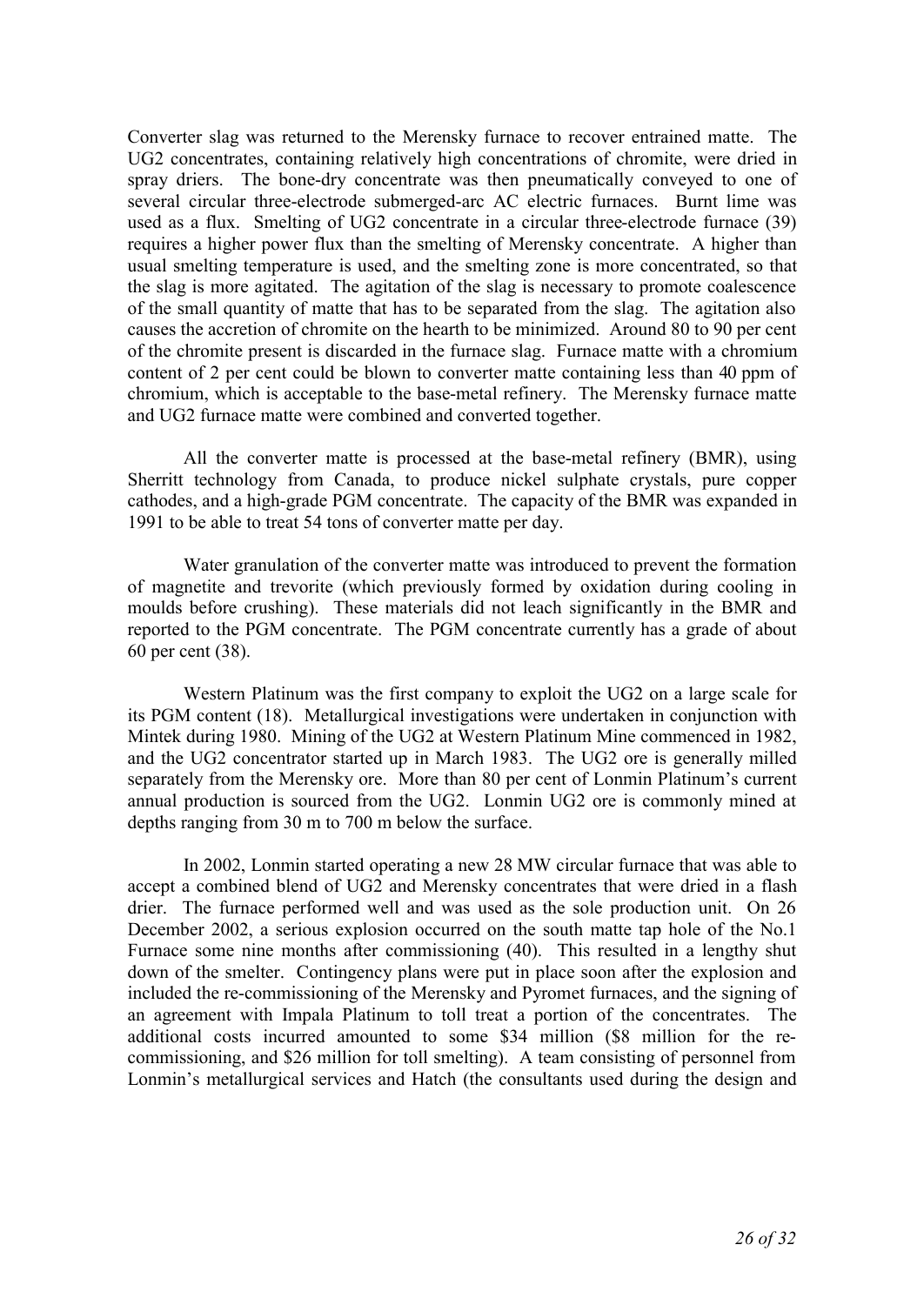Converter slag was returned to the Merensky furnace to recover entrained matte. The UG2 concentrates, containing relatively high concentrations of chromite, were dried in spray driers. The bone-dry concentrate was then pneumatically conveyed to one of several circular three-electrode submerged-arc AC electric furnaces. Burnt lime was used as a flux. Smelting of UG2 concentrate in a circular three-electrode furnace (39) requires a higher power flux than the smelting of Merensky concentrate. A higher than usual smelting temperature is used, and the smelting zone is more concentrated, so that the slag is more agitated. The agitation of the slag is necessary to promote coalescence of the small quantity of matte that has to be separated from the slag. The agitation also causes the accretion of chromite on the hearth to be minimized. Around 80 to 90 per cent of the chromite present is discarded in the furnace slag. Furnace matte with a chromium content of 2 per cent could be blown to converter matte containing less than 40 ppm of chromium, which is acceptable to the base-metal refinery. The Merensky furnace matte and UG2 furnace matte were combined and converted together.

All the converter matte is processed at the base-metal refinery (BMR), using Sherritt technology from Canada, to produce nickel sulphate crystals, pure copper cathodes, and a high-grade PGM concentrate. The capacity of the BMR was expanded in 1991 to be able to treat 54 tons of converter matte per day.

Water granulation of the converter matte was introduced to prevent the formation of magnetite and trevorite (which previously formed by oxidation during cooling in moulds before crushing). These materials did not leach significantly in the BMR and reported to the PGM concentrate. The PGM concentrate currently has a grade of about 60 per cent (38).

Western Platinum was the first company to exploit the UG2 on a large scale for its PGM content (18). Metallurgical investigations were undertaken in conjunction with Mintek during 1980. Mining of the UG2 at Western Platinum Mine commenced in 1982, and the UG2 concentrator started up in March 1983. The UG2 ore is generally milled separately from the Merensky ore. More than 80 per cent of Lonmin Platinum's current annual production is sourced from the UG2. Lonmin UG2 ore is commonly mined at depths ranging from 30 m to 700 m below the surface.

In 2002, Lonmin started operating a new 28 MW circular furnace that was able to accept a combined blend of UG2 and Merensky concentrates that were dried in a flash drier. The furnace performed well and was used as the sole production unit. On 26 December 2002, a serious explosion occurred on the south matte tap hole of the No.1 Furnace some nine months after commissioning (40). This resulted in a lengthy shut down of the smelter. Contingency plans were put in place soon after the explosion and included the re-commissioning of the Merensky and Pyromet furnaces, and the signing of an agreement with Impala Platinum to toll treat a portion of the concentrates. The additional costs incurred amounted to some \$34 million (\$8 million for the re-commissioning, and \$26 million for toll smelting). A team consisting of personnel from Lonmin's metallurgical services and Hatch (the consultants used during the design and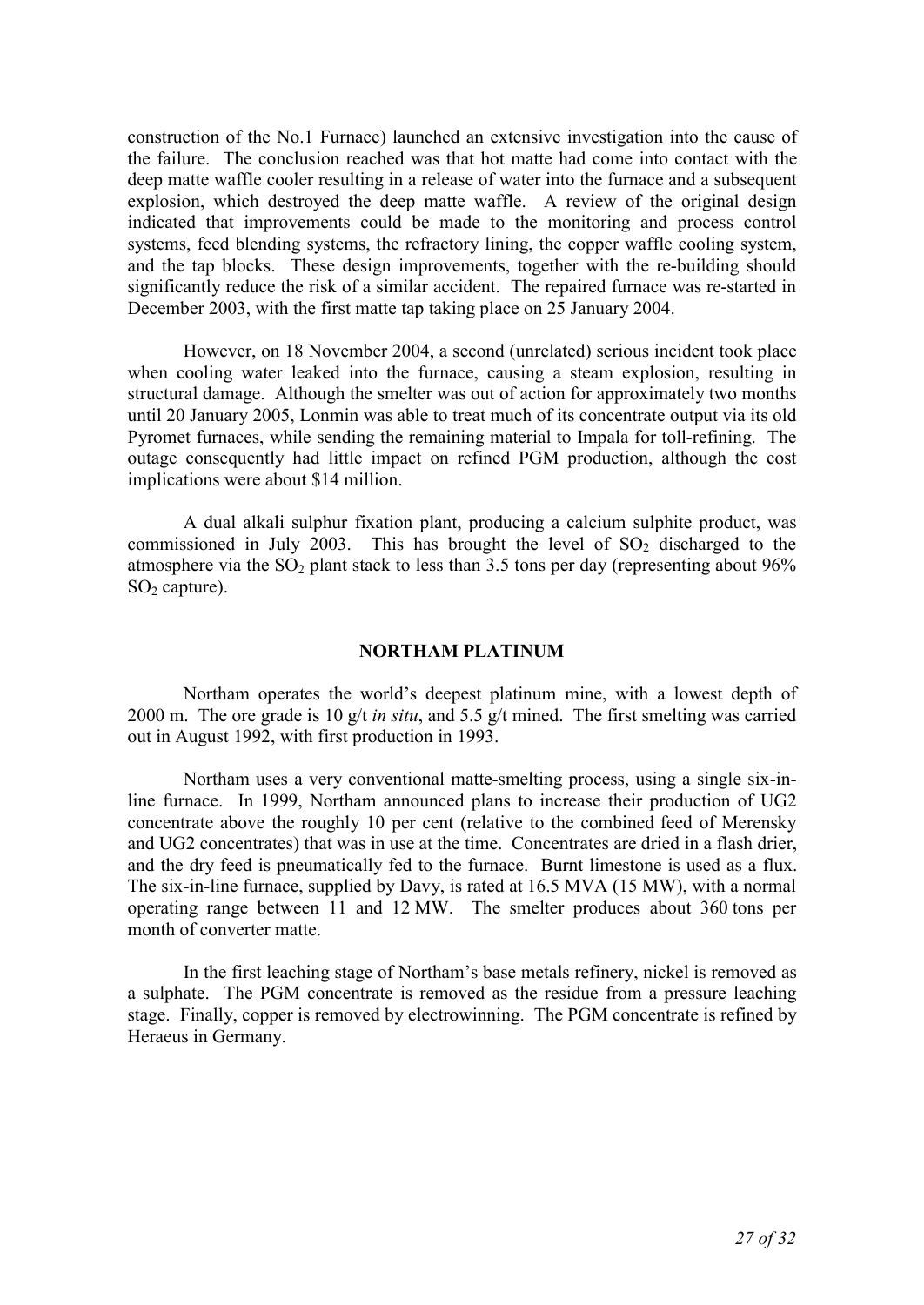construction of the No.1 Furnace) launched an extensive investigation into the cause of the failure. The conclusion reached was that hot matte had come into contact with the deep matte waffle cooler resulting in a release of water into the furnace and a subsequent explosion, which destroyed the deep matte waffle. A review of the original design indicated that improvements could be made to the monitoring and process control systems, feed blending systems, the refractory lining, the copper waffle cooling system, and the tap blocks. These design improvements, together with the re-building should significantly reduce the risk of a similar accident. The repaired furnace was re-started in December 2003, with the first matte tap taking place on 25 January 2004.

However, on 18 November 2004, a second (unrelated) serious incident took place when cooling water leaked into the furnace, causing a steam explosion, resulting in structural damage. Although the smelter was out of action for approximately two months until 20 January 2005, Lonmin was able to treat much of its concentrate output via its old Pyromet furnaces, while sending the remaining material to Impala for toll-refining. The outage consequently had little impact on refined PGM production, although the cost implications were about \$14 million.

A dual alkali sulphur fixation plant, producing a calcium sulphite product, was commissioned in July 2003. This has brought the level of $SO_2$ discharged to the atmosphere via the $SO_2$ plant stack to less than 3.5 tons per day (representing about 96% $SO_2$ capture).

## NORTHAM PLATINUM

Northam operates the world's deepest platinum mine, with a lowest depth of 2000 m. The ore grade is 10 g/t *in situ*, and 5.5 g/t mined. The first smelting was carried out in August 1992, with first production in 1993.

Northam uses a very conventional matte-smelting process, using a single six-in-line furnace. In 1999, Northam announced plans to increase their production of UG2 concentrate above the roughly 10 per cent (relative to the combined feed of Merensky and UG2 concentrates) that was in use at the time. Concentrates are dried in a flash drier, and the dry feed is pneumatically fed to the furnace. Burnt limestone is used as a flux. The six-in-line furnace, supplied by Davy, is rated at 16.5 MVA (15 MW), with a normal operating range between 11 and 12 MW. The smelter produces about 360 tons per month of converter matte.

In the first leaching stage of Northam's base metals refinery, nickel is removed as a sulphate. The PGM concentrate is removed as the residue from a pressure leaching stage. Finally, copper is removed by electrowinning. The PGM concentrate is refined by Heraeus in Germany.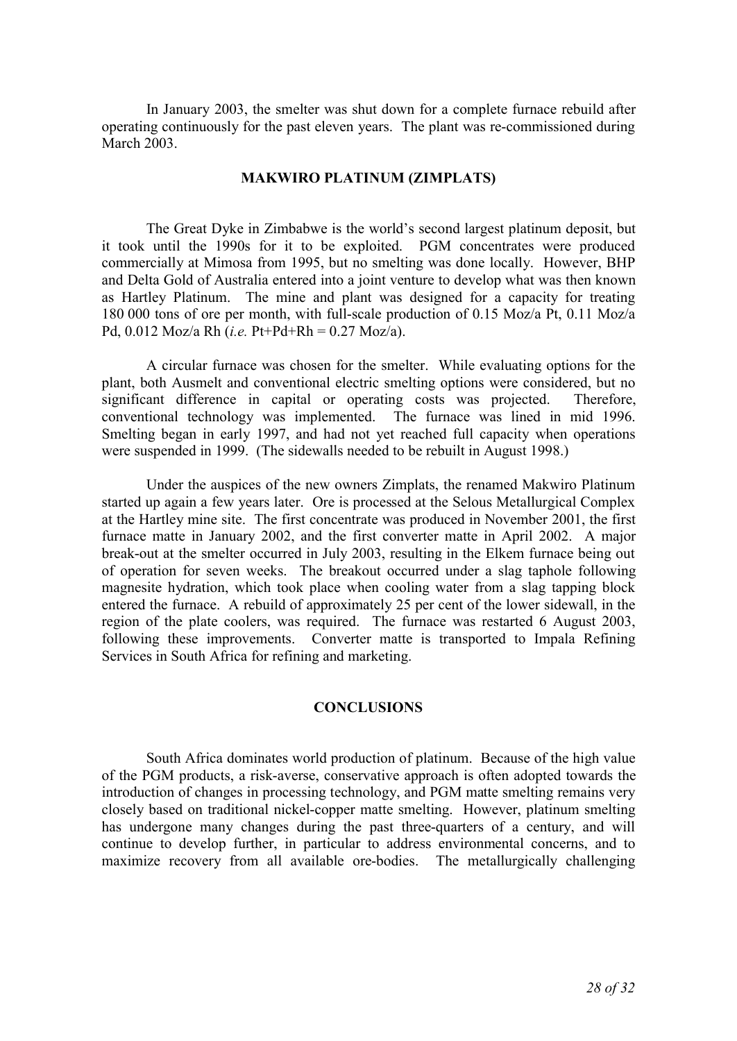In January 2003, the smelter was shut down for a complete furnace rebuild after operating continuously for the past eleven years. The plant was re-commissioned during March 2003.

## MAKWIRO PLATINUM (ZIMPLATS)

The Great Dyke in Zimbabwe is the world's second largest platinum deposit, but it took until the 1990s for it to be exploited. PGM concentrates were produced commercially at Mimosa from 1995, but no smelting was done locally. However, BHP and Delta Gold of Australia entered into a joint venture to develop what was then known as Hartley Platinum. The mine and plant was designed for a capacity for treating 180 000 tons of ore per month, with full-scale production of 0.15 Moz/a Pt, 0.11 Moz/a Pd, 0.012 Moz/a Rh (*i.e.* Pt+Pd+Rh = 0.27 Moz/a).

A circular furnace was chosen for the smelter. While evaluating options for the plant, both Ausmelt and conventional electric smelting options were considered, but no significant difference in capital or operating costs was projected. Therefore, conventional technology was implemented. The furnace was lined in mid 1996. Smelting began in early 1997, and had not yet reached full capacity when operations were suspended in 1999. (The sidewalls needed to be rebuilt in August 1998.)

Under the auspices of the new owners Zimplats, the renamed Makwiro Platinum started up again a few years later. Ore is processed at the Selous Metallurgical Complex at the Hartley mine site. The first concentrate was produced in November 2001, the first furnace matte in January 2002, and the first converter matte in April 2002. A major break-out at the smelter occurred in July 2003, resulting in the Elkem furnace being out of operation for seven weeks. The breakout occurred under a slag taphole following magnesite hydration, which took place when cooling water from a slag tapping block entered the furnace. A rebuild of approximately 25 per cent of the lower sidewall, in the region of the plate coolers, was required. The furnace was restarted 6 August 2003, following these improvements. Converter matte is transported to Impala Refining Services in South Africa for refining and marketing.

## CONCLUSIONS

South Africa dominates world production of platinum. Because of the high value of the PGM products, a risk-averse, conservative approach is often adopted towards the introduction of changes in processing technology, and PGM matte smelting remains very closely based on traditional nickel-copper matte smelting. However, platinum smelting has undergone many changes during the past three-quarters of a century, and will continue to develop further, in particular to address environmental concerns, and to maximize recovery from all available ore-bodies. The metallurgically challenging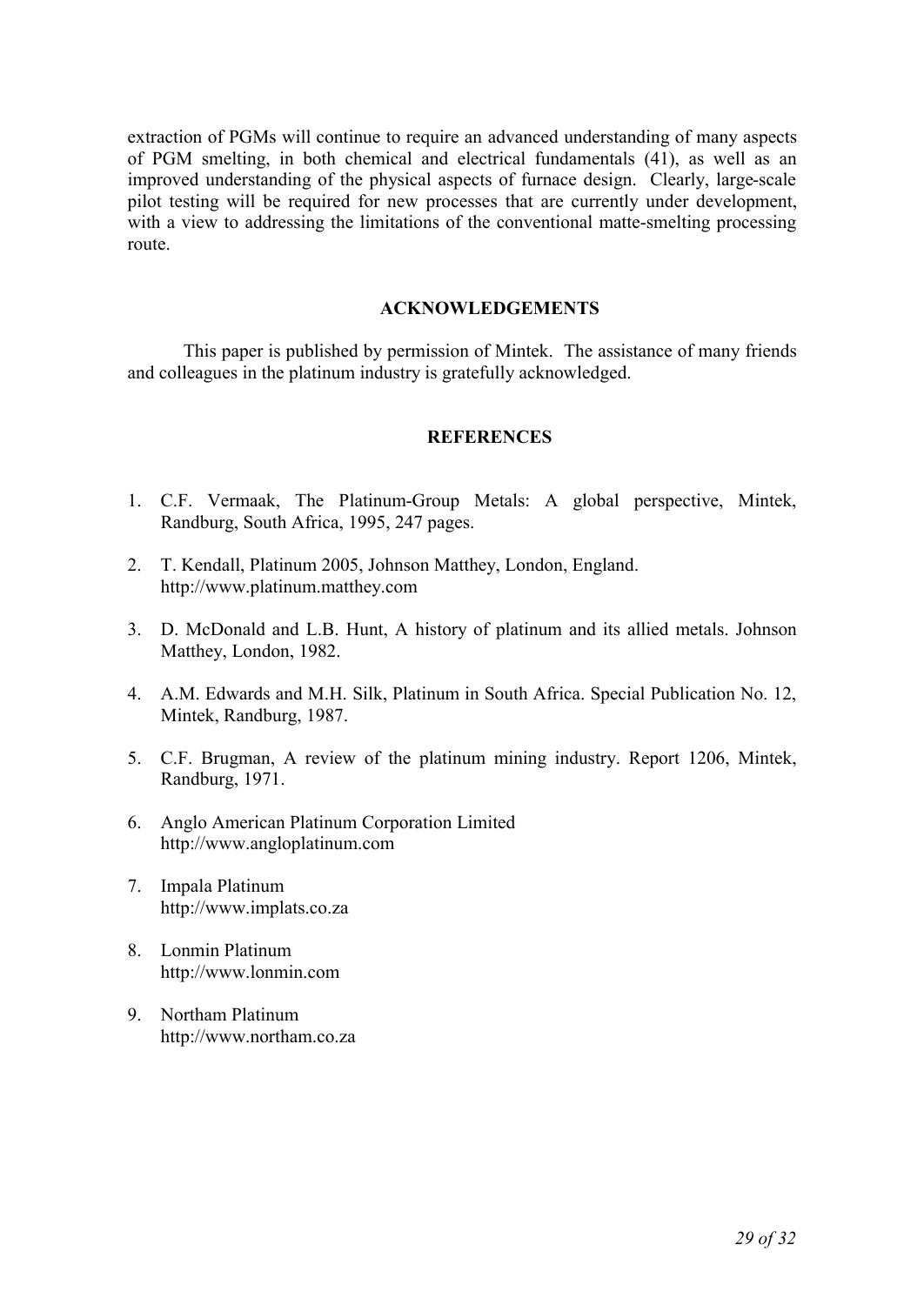extraction of PGMs will continue to require an advanced understanding of many aspects of PGM smelting, in both chemical and electrical fundamentals (41), as well as an improved understanding of the physical aspects of furnace design. Clearly, large-scale pilot testing will be required for new processes that are currently under development, with a view to addressing the limitations of the conventional matte-smelting processing route.

## ACKNOWLEDGEMENTS

This paper is published by permission of Mintek. The assistance of many friends and colleagues in the platinum industry is gratefully acknowledged.

## REFERENCES

1. C.F. Vermaak, The Platinum-Group Metals: A global perspective, Mintek, Randburg, South Africa, 1995, 247 pages.

2. T. Kendall, Platinum 2005, Johnson Matthey, London, England. http://www.platinum.matthey.com

3. D. McDonald and L.B. Hunt, A history of platinum and its allied metals. Johnson Matthey, London, 1982.

4. A.M. Edwards and M.H. Silk, Platinum in South Africa. Special Publication No. 12, Mintek, Randburg, 1987.

5. C.F. Brugman, A review of the platinum mining industry. Report 1206, Mintek, Randburg, 1971.

6. Anglo American Platinum Corporation Limited http://www.angloplatinum.com

7. Impala Platinum http://www.implats.co.za

8. Lonmin Platinum http://www.lonmin.com

9. Northam Platinum http://www.northam.co.za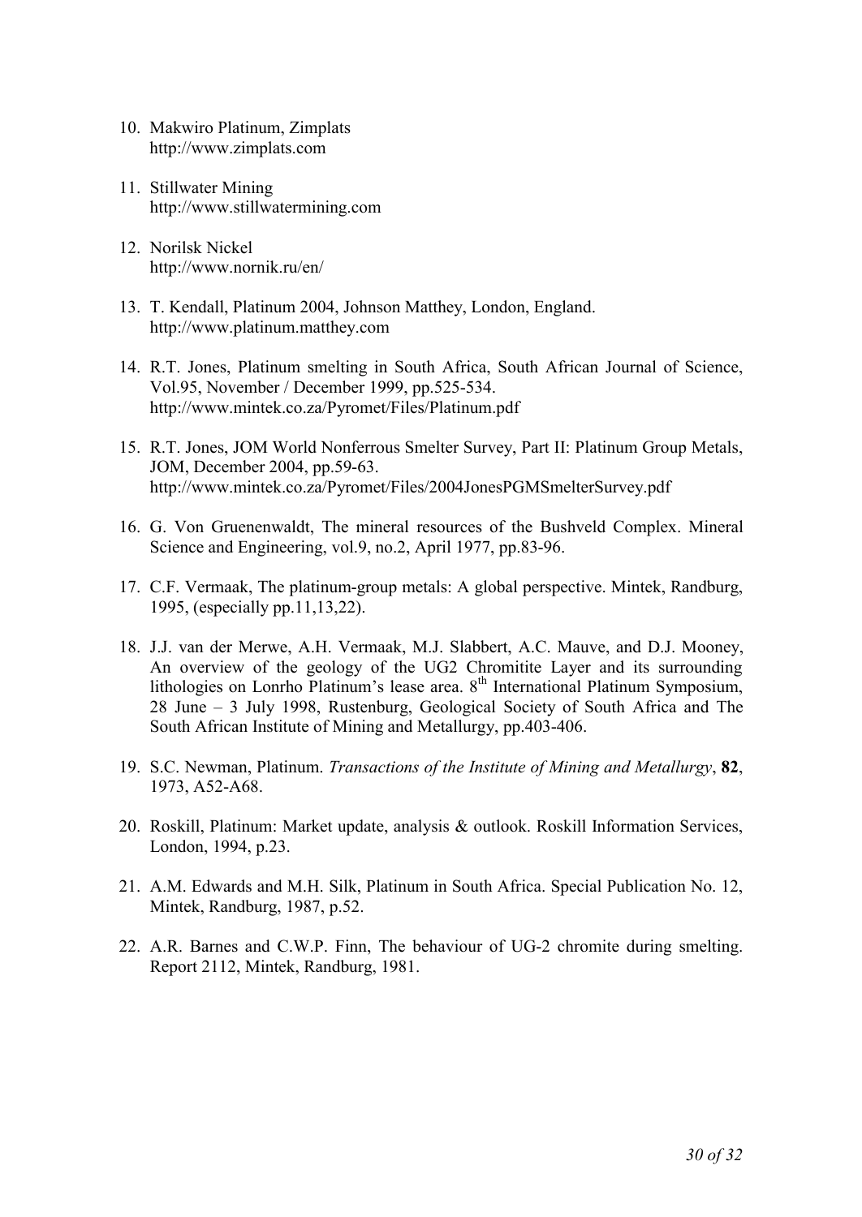10. Makwiro Platinum, Zimplats
    http://www.zimplats.com

11. Stillwater Mining
    http://www.stillwatermining.com

12. Norilsk Nickel
    http://www.nornik.ru/en/

13. T. Kendall, Platinum 2004, Johnson Matthey, London, England.
    http://www.platinum.matthey.com

14. R.T. Jones, Platinum smelting in South Africa, South African Journal of Science, Vol.95, November / December 1999, pp.525-534.
    http://www.mintek.co.za/Pyromet/Files/Platinum.pdf

15. R.T. Jones, JOM World Nonferrous Smelter Survey, Part II: Platinum Group Metals, JOM, December 2004, pp.59-63.
    http://www.mintek.co.za/Pyromet/Files/2004JonesPGMSmelterSurvey.pdf

16. G. Von Gruenenwaldt, The mineral resources of the Bushveld Complex. Mineral Science and Engineering, vol.9, no.2, April 1977, pp.83-96.

17. C.F. Vermaak, The platinum-group metals: A global perspective. Mintek, Randburg, 1995, (especially pp.11,13,22).

18. J.J. van der Merwe, A.H. Vermaak, M.J. Slabbert, A.C. Mauve, and D.J. Mooney, An overview of the geology of the UG2 Chromitite Layer and its surrounding lithologies on Lonrho Platinum's lease area. 8th International Platinum Symposium, 28 June – 3 July 1998, Rustenburg, Geological Society of South Africa and The South African Institute of Mining and Metallurgy, pp.403-406.

19. S.C. Newman, Platinum. *Transactions of the Institute of Mining and Metallurgy*, **82**, 1973, A52-A68.

20. Roskill, Platinum: Market update, analysis & outlook. Roskill Information Services, London, 1994, p.23.

21. A.M. Edwards and M.H. Silk, Platinum in South Africa. Special Publication No. 12, Mintek, Randburg, 1987, p.52.

22. A.R. Barnes and C.W.P. Finn, The behaviour of UG-2 chromite during smelting. Report 2112, Mintek, Randburg, 1981.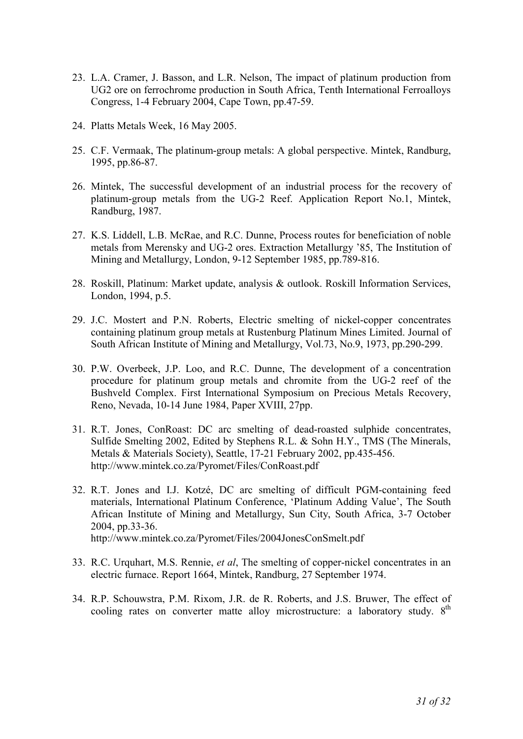23. L.A. Cramer, J. Basson, and L.R. Nelson, The impact of platinum production from UG2 ore on ferrochrome production in South Africa, Tenth International Ferroalloys Congress, 1-4 February 2004, Cape Town, pp.47-59.

24. Platts Metals Week, 16 May 2005.

25. C.F. Vermaak, The platinum-group metals: A global perspective. Mintek, Randburg, 1995, pp.86-87.

26. Mintek, The successful development of an industrial process for the recovery of platinum-group metals from the UG-2 Reef. Application Report No.1, Mintek, Randburg, 1987.

27. K.S. Liddell, L.B. McRae, and R.C. Dunne, Process routes for beneficiation of noble metals from Merensky and UG-2 ores. Extraction Metallurgy '85, The Institution of Mining and Metallurgy, London, 9-12 September 1985, pp.789-816.

28. Roskill, Platinum: Market update, analysis & outlook. Roskill Information Services, London, 1994, p.5.

29. J.C. Mostert and P.N. Roberts, Electric smelting of nickel-copper concentrates containing platinum group metals at Rustenburg Platinum Mines Limited. Journal of South African Institute of Mining and Metallurgy, Vol.73, No.9, 1973, pp.290-299.

30. P.W. Overbeek, J.P. Loo, and R.C. Dunne, The development of a concentration procedure for platinum group metals and chromite from the UG-2 reef of the Bushveld Complex. First International Symposium on Precious Metals Recovery, Reno, Nevada, 10-14 June 1984, Paper XVIII, 27pp.

31. R.T. Jones, ConRoast: DC arc smelting of dead-roasted sulphide concentrates, Sulfide Smelting 2002, Edited by Stephens R.L. & Sohn H.Y., TMS (The Minerals, Metals & Materials Society), Seattle, 17-21 February 2002, pp.435-456. http://www.mintek.co.za/Pyromet/Files/ConRoast.pdf

32. R.T. Jones and I.J. Kotzé, DC arc smelting of difficult PGM-containing feed materials, International Platinum Conference, 'Platinum Adding Value', The South African Institute of Mining and Metallurgy, Sun City, South Africa, 3-7 October 2004, pp.33-36. http://www.mintek.co.za/Pyromet/Files/2004JonesConSmelt.pdf

33. R.C. Urquhart, M.S. Rennie, *et al*, The smelting of copper-nickel concentrates in an electric furnace. Report 1664, Mintek, Randburg, 27 September 1974.

34. R.P. Schouwstra, P.M. Rixom, J.R. de R. Roberts, and J.S. Bruwer, The effect of cooling rates on converter matte alloy microstructure: a laboratory study. 8th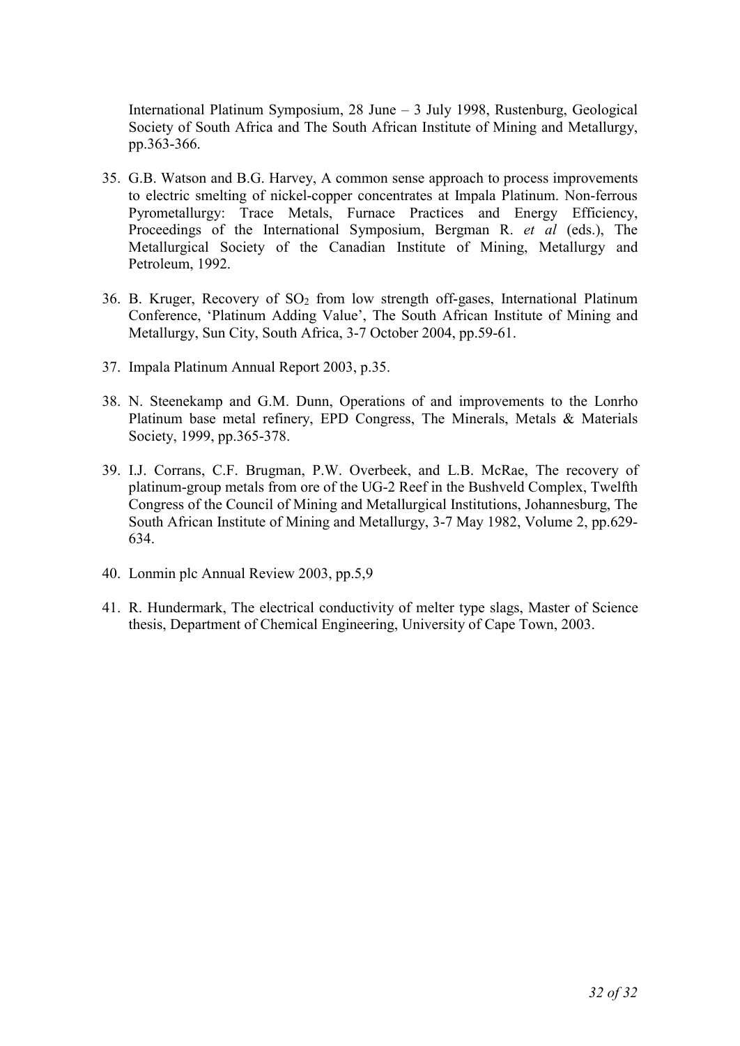International Platinum Symposium, 28 June – 3 July 1998, Rustenburg, Geological Society of South Africa and The South African Institute of Mining and Metallurgy, pp.363-366.

35. G.B. Watson and B.G. Harvey, A common sense approach to process improvements to electric smelting of nickel-copper concentrates at Impala Platinum. Non-ferrous Pyrometallurgy: Trace Metals, Furnace Practices and Energy Efficiency, Proceedings of the International Symposium, Bergman R. *et al* (eds.), The Metallurgical Society of the Canadian Institute of Mining, Metallurgy and Petroleum, 1992.

36. B. Kruger, Recovery of $SO_2$ from low strength off-gases, International Platinum Conference, 'Platinum Adding Value', The South African Institute of Mining and Metallurgy, Sun City, South Africa, 3-7 October 2004, pp.59-61.

37. Impala Platinum Annual Report 2003, p.35.

38. N. Steenekamp and G.M. Dunn, Operations of and improvements to the Lonrho Platinum base metal refinery, EPD Congress, The Minerals, Metals & Materials Society, 1999, pp.365-378.

39. I.J. Corrans, C.F. Brugman, P.W. Overbeek, and L.B. McRae, The recovery of platinum-group metals from ore of the UG-2 Reef in the Bushveld Complex, Twelfth Congress of the Council of Mining and Metallurgical Institutions, Johannesburg, The South African Institute of Mining and Metallurgy, 3-7 May 1982, Volume 2, pp.629-634.

40. Lonmin plc Annual Review 2003, pp.5,9

41. R. Hundermark, The electrical conductivity of melter type slags, Master of Science thesis, Department of Chemical Engineering, University of Cape Town, 2003.